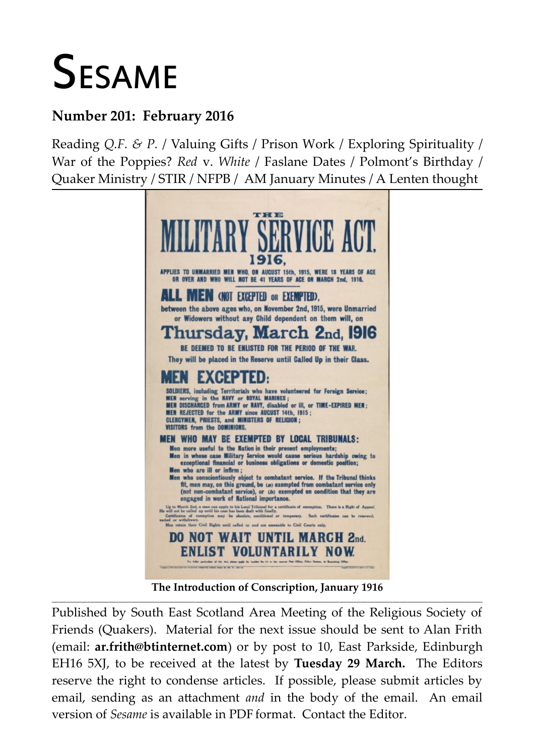# SESAME

**Number 201: February 2016**

Reading *Q.F. & P.* / Valuing Gifts / Prison Work / Exploring Spirituality / War of the Poppies? *Red* v. *White* / Faslane Dates / Polmont's Birthday / Quaker Ministry / STIR / NFPB / AM January Minutes / A Lenten thought

THE
MILITARY SERVICE ACT
1916,

APPLIES TO UNMARRIED MEN WHO, ON AUGUST 15th, 1915, WERE 18 YEARS OF AGE OR OVER AND WHO WILL NOT BE 41 YEARS OF AGE ON MARCH 2nd, 1916.

ALL MEN (NOT EXCEPTED OR EXEMPTED),

between the above ages who, on November 2nd, 1915, were Unmarried or Widowers without any Child dependent on them will, on

Thursday, March 2nd, 1916

BE DEEMED TO BE ENLISTED FOR THE PERIOD OF THE WAR.
They will be placed in the Reserve until Called Up in their Class.

MEN EXCEPTED:

SOLDIERS, including Territorials who have volunteered for Foreign Service;
MEN serving in the NAVY or ROYAL MARINES;
MEN DISCHARGED from ARMY or NAVY, disabled or ill, or TIME-EXPIRED MEN;
MEN REJECTED for the ARMY since AUGUST 14th, 1915;
CLERGYMEN, PRIESTS, and MINISTERS OF RELIGION;
VISITORS from the DOMINIONS.

MEN WHO MAY BE EXEMPTED BY LOCAL TRIBUNALS:

Men more useful to the Nation in their present employments;
Men in whose case Military Service would cause serious hardship owing to exceptional financial or business obligations or domestic position;
Men who are ill or infirm;
Men who conscientiously object to combatant service. If the Tribunal thinks fit, men may, on this ground, be (a) exempted from combatant service only (not non-combatant service), or (b) exempted on condition that they are engaged in work of National importance.

Up to March 2nd, a man can apply to his Local Tribunal for a certificate of exemption. There is a Right of Appeal. He will not be called up until his case has been dealt with finally.
Certificates of exemption may be absolute, conditional or temporary. Such certificates can be renewed, varied or withdrawn.
Men retain their Civil Rights until called up and are amenable to Civil Courts only.

DO NOT WAIT UNTIL MARCH 2nd.
ENLIST VOLUNTARILY NOW.

**The Introduction of Conscription, January 1916**

---

Published by South East Scotland Area Meeting of the Religious Society of Friends (Quakers). Material for the next issue should be sent to Alan Frith (email: **ar.frith@btinternet.com**) or by post to 10, East Parkside, Edinburgh EH16 5XJ, to be received at the latest by **Tuesday 29 March.** The Editors reserve the right to condense articles. If possible, please submit articles by email, sending as an attachment *and* in the body of the email. An email version of *Sesame* is available in PDF format. Contact the Editor.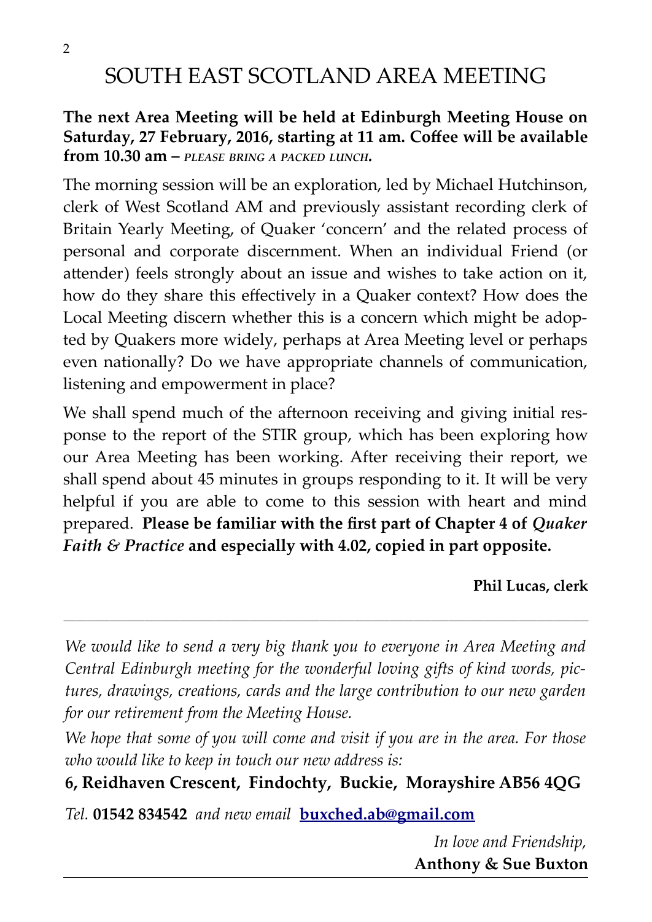# SOUTH EAST SCOTLAND AREA MEETING

**The next Area Meeting will be held at Edinburgh Meeting House on Saturday, 27 February, 2016, starting at 11 am. Coffee will be available from 10.30 am –** ***PLEASE BRING A PACKED LUNCH.***

The morning session will be an exploration, led by Michael Hutchinson, clerk of West Scotland AM and previously assistant recording clerk of Britain Yearly Meeting, of Quaker 'concern' and the related process of personal and corporate discernment. When an individual Friend (or attender) feels strongly about an issue and wishes to take action on it, how do they share this effectively in a Quaker context? How does the Local Meeting discern whether this is a concern which might be adopted by Quakers more widely, perhaps at Area Meeting level or perhaps even nationally? Do we have appropriate channels of communication, listening and empowerment in place?

We shall spend much of the afternoon receiving and giving initial response to the report of the STIR group, which has been exploring how our Area Meeting has been working. After receiving their report, we shall spend about 45 minutes in groups responding to it. It will be very helpful if you are able to come to this session with heart and mind prepared. **Please be familiar with the first part of Chapter 4 of *Quaker Faith & Practice* and especially with 4.02, copied in part opposite.**

**Phil Lucas, clerk**

---

*We would like to send a very big thank you to everyone in Area Meeting and Central Edinburgh meeting for the wonderful loving gifts of kind words, pictures, drawings, creations, cards and the large contribution to our new garden for our retirement from the Meeting House.*

*We hope that some of you will come and visit if you are in the area. For those who would like to keep in touch our new address is:*

**6, Reidhaven Crescent, Findochty, Buckie, Morayshire AB56 4QG**

*Tel.* **01542 834542** *and new email* **buxched.ab@gmail.com**

*In love and Friendship,*
**Anthony & Sue Buxton**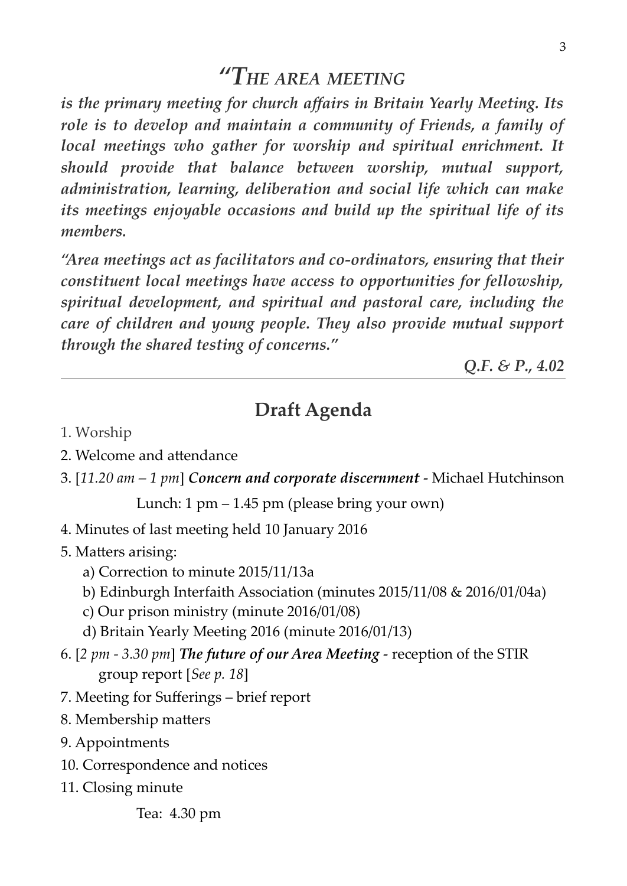## *"The area meeting*

***is the primary meeting for church affairs in Britain Yearly Meeting. Its role is to develop and maintain a community of Friends, a family of local meetings who gather for worship and spiritual enrichment. It should provide that balance between worship, mutual support, administration, learning, deliberation and social life which can make its meetings enjoyable occasions and build up the spiritual life of its members.***

***"Area meetings act as facilitators and co-ordinators, ensuring that their constituent local meetings have access to opportunities for fellowship, spiritual development, and spiritual and pastoral care, including the care of children and young people. They also provide mutual support through the shared testing of concerns."***

***Q.F. & P., 4.02***

---

## Draft Agenda

1. Worship
2. Welcome and attendance
3. [*11.20 am – 1 pm*] ***Concern and corporate discernment*** - Michael Hutchinson

    Lunch: 1 pm – 1.45 pm (please bring your own)

4. Minutes of last meeting held 10 January 2016
5. Matters arising:
    a) Correction to minute 2015/11/13a
    b) Edinburgh Interfaith Association (minutes 2015/11/08 & 2016/01/04a)
    c) Our prison ministry (minute 2016/01/08)
    d) Britain Yearly Meeting 2016 (minute 2016/01/13)
6. [*2 pm - 3.30 pm*] ***The future of our Area Meeting*** - reception of the STIR group report [*See p. 18*]
7. Meeting for Sufferings – brief report
8. Membership matters
9. Appointments
10. Correspondence and notices
11. Closing minute

    Tea: 4.30 pm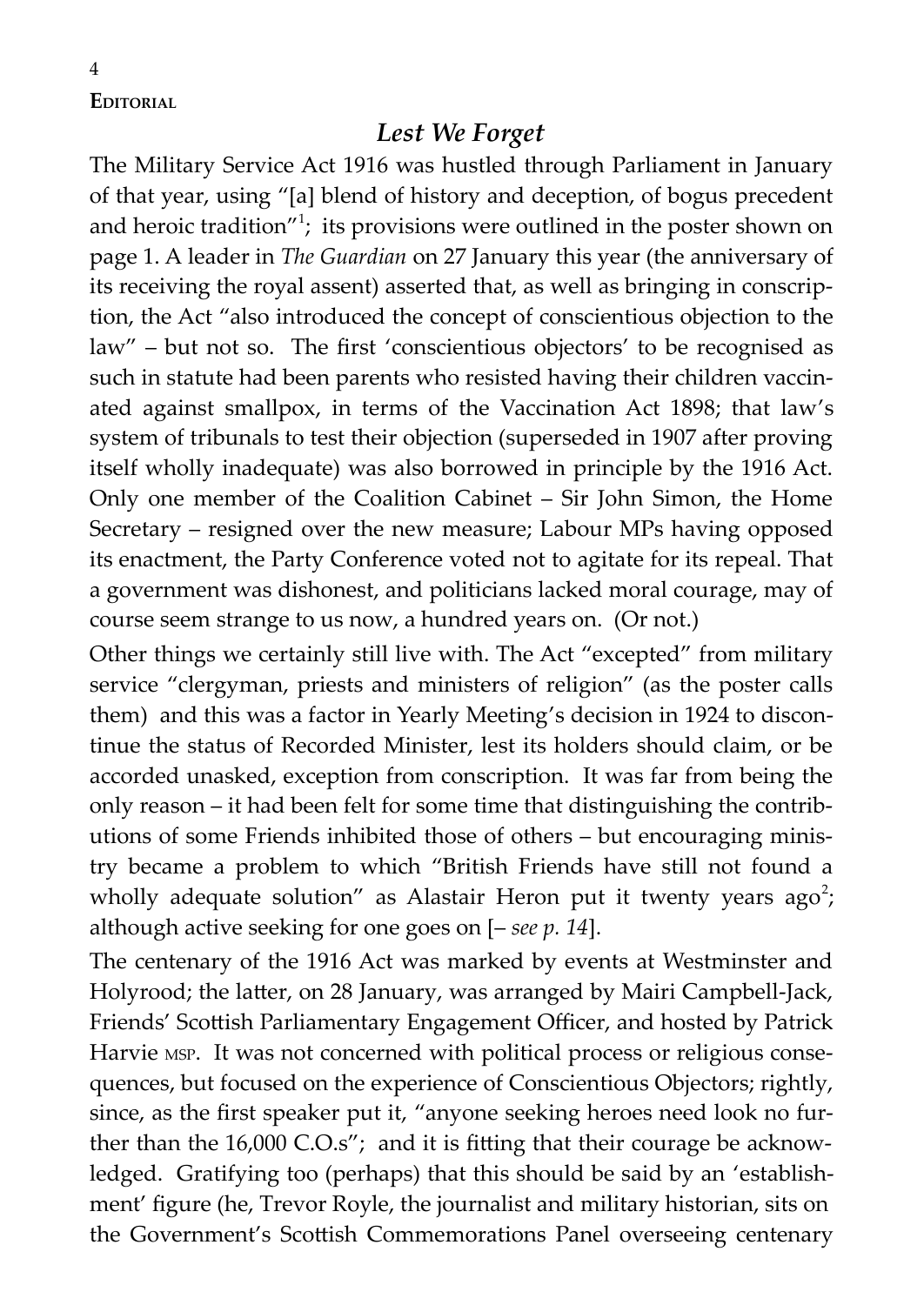**Editorial**

## *Lest We Forget*

The Military Service Act 1916 was hustled through Parliament in January of that year, using "[a] blend of history and deception, of bogus precedent and heroic tradition"[1]; its provisions were outlined in the poster shown on page 1. A leader in *The Guardian* on 27 January this year (the anniversary of its receiving the royal assent) asserted that, as well as bringing in conscription, the Act "also introduced the concept of conscientious objection to the law" – but not so. The first 'conscientious objectors' to be recognised as such in statute had been parents who resisted having their children vaccinated against smallpox, in terms of the Vaccination Act 1898; that law's system of tribunals to test their objection (superseded in 1907 after proving itself wholly inadequate) was also borrowed in principle by the 1916 Act. Only one member of the Coalition Cabinet – Sir John Simon, the Home Secretary – resigned over the new measure; Labour MPs having opposed its enactment, the Party Conference voted not to agitate for its repeal. That a government was dishonest, and politicians lacked moral courage, may of course seem strange to us now, a hundred years on. (Or not.)

Other things we certainly still live with. The Act "excepted" from military service "clergyman, priests and ministers of religion" (as the poster calls them) and this was a factor in Yearly Meeting's decision in 1924 to discontinue the status of Recorded Minister, lest its holders should claim, or be accorded unasked, exception from conscription. It was far from being the only reason – it had been felt for some time that distinguishing the contributions of some Friends inhibited those of others – but encouraging ministry became a problem to which "British Friends have still not found a wholly adequate solution" as Alastair Heron put it twenty years ago[2]; although active seeking for one goes on [– *see p. 14*].

The centenary of the 1916 Act was marked by events at Westminster and Holyrood; the latter, on 28 January, was arranged by Mairi Campbell-Jack, Friends' Scottish Parliamentary Engagement Officer, and hosted by Patrick Harvie MSP. It was not concerned with political process or religious consequences, but focused on the experience of Conscientious Objectors; rightly, since, as the first speaker put it, "anyone seeking heroes need look no further than the 16,000 C.O.s"; and it is fitting that their courage be acknowledged. Gratifying too (perhaps) that this should be said by an 'establishment' figure (he, Trevor Royle, the journalist and military historian, sits on the Government's Scottish Commemorations Panel overseeing centenary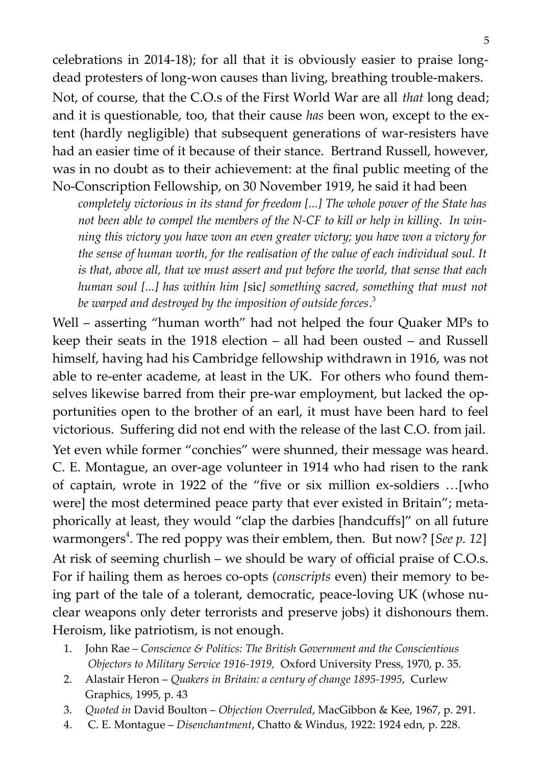celebrations in 2014-18); for all that it is obviously easier to praise long-dead protesters of long-won causes than living, breathing trouble-makers.

Not, of course, that the C.O.s of the First World War are all *that* long dead; and it is questionable, too, that their cause *has* been won, except to the extent (hardly negligible) that subsequent generations of war-resisters have had an easier time of it because of their stance. Bertrand Russell, however, was in no doubt as to their achievement: at the final public meeting of the No-Conscription Fellowship, on 30 November 1919, he said it had been

> *completely victorious in its stand for freedom [...] The whole power of the State has not been able to compel the members of the N-CF to kill or help in killing. In winning this victory you have won an even greater victory; you have won a victory for the sense of human worth, for the realisation of the value of each individual soul. It is that, above all, that we must assert and put before the world, that sense that each human soul [...] has within him* [sic] *something sacred, something that must not be warped and destroyed by the imposition of outside forces*.[3]

Well – asserting "human worth" had not helped the four Quaker MPs to keep their seats in the 1918 election – all had been ousted – and Russell himself, having had his Cambridge fellowship withdrawn in 1916, was not able to re-enter academe, at least in the UK. For others who found themselves likewise barred from their pre-war employment, but lacked the opportunities open to the brother of an earl, it must have been hard to feel victorious. Suffering did not end with the release of the last C.O. from jail.

Yet even while former "conchies" were shunned, their message was heard. C. E. Montague, an over-age volunteer in 1914 who had risen to the rank of captain, wrote in 1922 of the "five or six million ex-soldiers …[who were] the most determined peace party that ever existed in Britain"; metaphorically at least, they would "clap the darbies [handcuffs]" on all future warmongers[4]. The red poppy was their emblem, then. But now? [*See p. 12*]

At risk of seeming churlish – we should be wary of official praise of C.O.s. For if hailing them as heroes co-opts (*conscripts* even) their memory to being part of the tale of a tolerant, democratic, peace-loving UK (whose nuclear weapons only deter terrorists and preserve jobs) it dishonours them. Heroism, like patriotism, is not enough.

1. John Rae – *Conscience & Politics: The British Government and the Conscientious Objectors to Military Service 1916-1919,* Oxford University Press, 1970, p. 35.
2. Alastair Heron – *Quakers in Britain: a century of change 1895-1995,* Curlew Graphics, 1995, p. 43
3. *Quoted in* David Boulton – *Objection Overruled*, MacGibbon & Kee, 1967, p. 291.
4. C. E. Montague – *Disenchantment*, Chatto & Windus, 1922: 1924 edn, p. 228.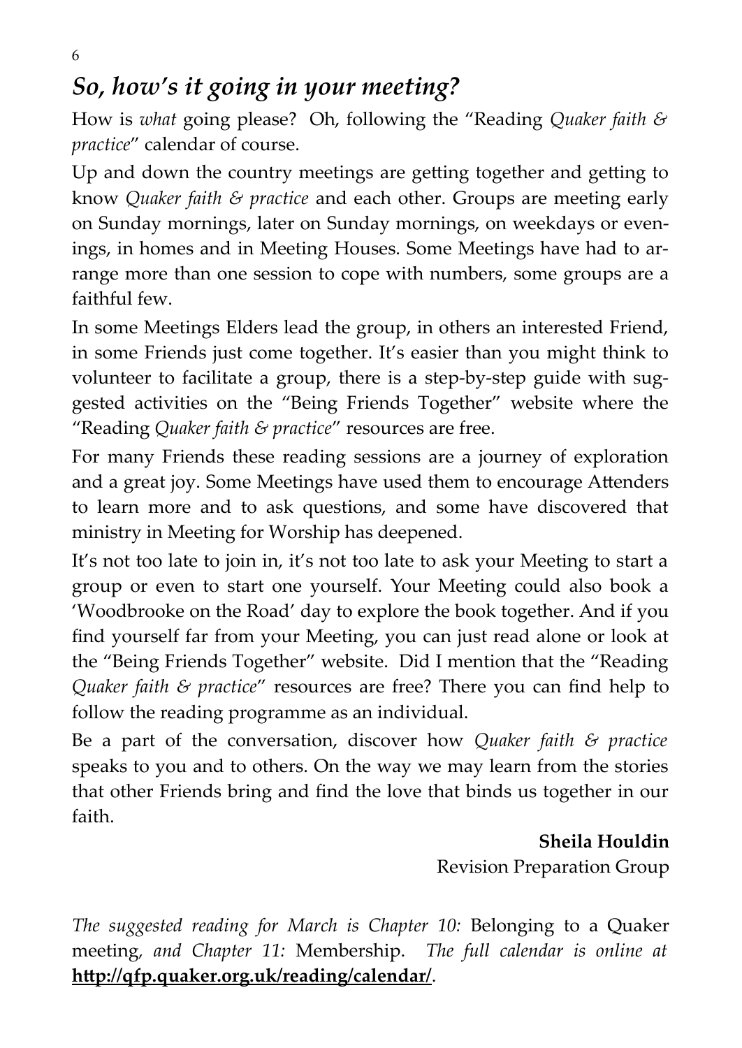## *So, how's it going in your meeting?*

How is *what* going please? Oh, following the "Reading *Quaker faith & practice*" calendar of course.

Up and down the country meetings are getting together and getting to know *Quaker faith & practice* and each other. Groups are meeting early on Sunday mornings, later on Sunday mornings, on weekdays or evenings, in homes and in Meeting Houses. Some Meetings have had to arrange more than one session to cope with numbers, some groups are a faithful few.

In some Meetings Elders lead the group, in others an interested Friend, in some Friends just come together. It's easier than you might think to volunteer to facilitate a group, there is a step-by-step guide with suggested activities on the "Being Friends Together" website where the "Reading *Quaker faith & practice*" resources are free.

For many Friends these reading sessions are a journey of exploration and a great joy. Some Meetings have used them to encourage Attenders to learn more and to ask questions, and some have discovered that ministry in Meeting for Worship has deepened.

It's not too late to join in, it's not too late to ask your Meeting to start a group or even to start one yourself. Your Meeting could also book a 'Woodbrooke on the Road' day to explore the book together. And if you find yourself far from your Meeting, you can just read alone or look at the "Being Friends Together" website. Did I mention that the "Reading *Quaker faith & practice*" resources are free? There you can find help to follow the reading programme as an individual.

Be a part of the conversation, discover how *Quaker faith & practice* speaks to you and to others. On the way we may learn from the stories that other Friends bring and find the love that binds us together in our faith.

**Sheila Houldin**
Revision Preparation Group

*The suggested reading for March is Chapter 10:* Belonging to a Quaker meeting, *and Chapter 11:* Membership. *The full calendar is online at* **http://qfp.quaker.org.uk/reading/calendar/**.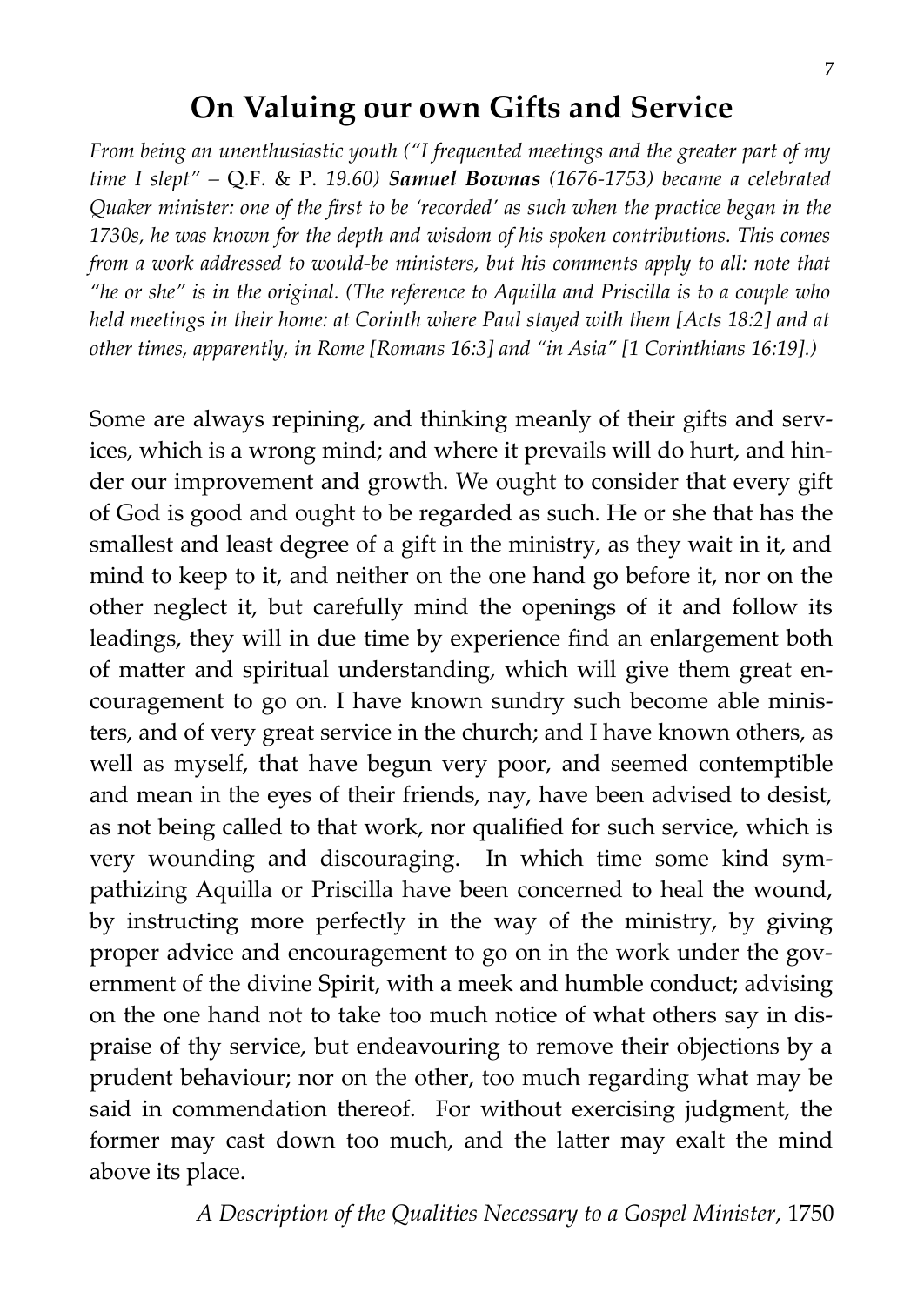## On Valuing our own Gifts and Service

*From being an unenthusiastic youth ("I frequented meetings and the greater part of my time I slept" –* Q.F. & P. *19.60)* ***Samuel Bownas*** *(1676-1753) became a celebrated Quaker minister: one of the first to be 'recorded' as such when the practice began in the 1730s, he was known for the depth and wisdom of his spoken contributions. This comes from a work addressed to would-be ministers, but his comments apply to all: note that "he or she" is in the original. (The reference to Aquilla and Priscilla is to a couple who held meetings in their home: at Corinth where Paul stayed with them [Acts 18:2] and at other times, apparently, in Rome [Romans 16:3] and "in Asia" [1 Corinthians 16:19].)*

Some are always repining, and thinking meanly of their gifts and services, which is a wrong mind; and where it prevails will do hurt, and hinder our improvement and growth. We ought to consider that every gift of God is good and ought to be regarded as such. He or she that has the smallest and least degree of a gift in the ministry, as they wait in it, and mind to keep to it, and neither on the one hand go before it, nor on the other neglect it, but carefully mind the openings of it and follow its leadings, they will in due time by experience find an enlargement both of matter and spiritual understanding, which will give them great encouragement to go on. I have known sundry such become able ministers, and of very great service in the church; and I have known others, as well as myself, that have begun very poor, and seemed contemptible and mean in the eyes of their friends, nay, have been advised to desist, as not being called to that work, nor qualified for such service, which is very wounding and discouraging. In which time some kind sympathizing Aquilla or Priscilla have been concerned to heal the wound, by instructing more perfectly in the way of the ministry, by giving proper advice and encouragement to go on in the work under the government of the divine Spirit, with a meek and humble conduct; advising on the one hand not to take too much notice of what others say in dispraise of thy service, but endeavouring to remove their objections by a prudent behaviour; nor on the other, too much regarding what may be said in commendation thereof. For without exercising judgment, the former may cast down too much, and the latter may exalt the mind above its place.

*A Description of the Qualities Necessary to a Gospel Minister*, 1750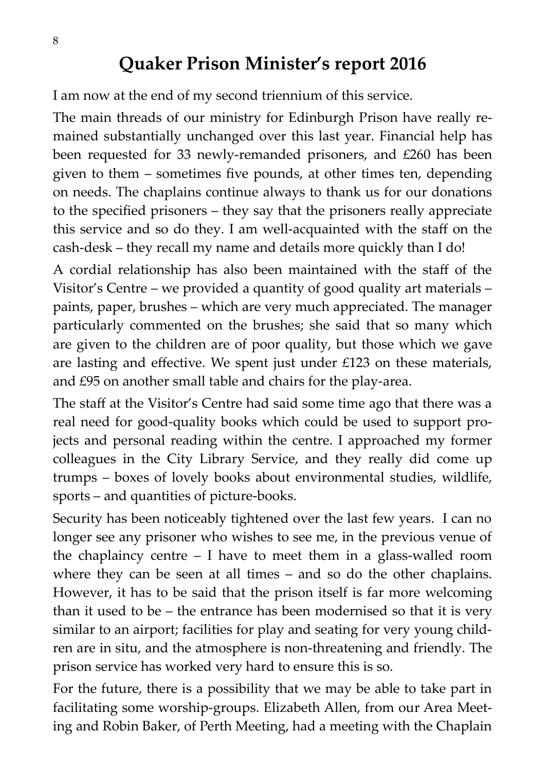## Quaker Prison Minister's report 2016

I am now at the end of my second triennium of this service.

The main threads of our ministry for Edinburgh Prison have really remained substantially unchanged over this last year. Financial help has been requested for 33 newly-remanded prisoners, and £260 has been given to them – sometimes five pounds, at other times ten, depending on needs. The chaplains continue always to thank us for our donations to the specified prisoners – they say that the prisoners really appreciate this service and so do they. I am well-acquainted with the staff on the cash-desk – they recall my name and details more quickly than I do!

A cordial relationship has also been maintained with the staff of the Visitor's Centre – we provided a quantity of good quality art materials – paints, paper, brushes – which are very much appreciated. The manager particularly commented on the brushes; she said that so many which are given to the children are of poor quality, but those which we gave are lasting and effective. We spent just under £123 on these materials, and £95 on another small table and chairs for the play-area.

The staff at the Visitor's Centre had said some time ago that there was a real need for good-quality books which could be used to support projects and personal reading within the centre. I approached my former colleagues in the City Library Service, and they really did come up trumps – boxes of lovely books about environmental studies, wildlife, sports – and quantities of picture-books.

Security has been noticeably tightened over the last few years. I can no longer see any prisoner who wishes to see me, in the previous venue of the chaplaincy centre – I have to meet them in a glass-walled room where they can be seen at all times – and so do the other chaplains. However, it has to be said that the prison itself is far more welcoming than it used to be – the entrance has been modernised so that it is very similar to an airport; facilities for play and seating for very young children are in situ, and the atmosphere is non-threatening and friendly. The prison service has worked very hard to ensure this is so.

For the future, there is a possibility that we may be able to take part in facilitating some worship-groups. Elizabeth Allen, from our Area Meeting and Robin Baker, of Perth Meeting, had a meeting with the Chaplain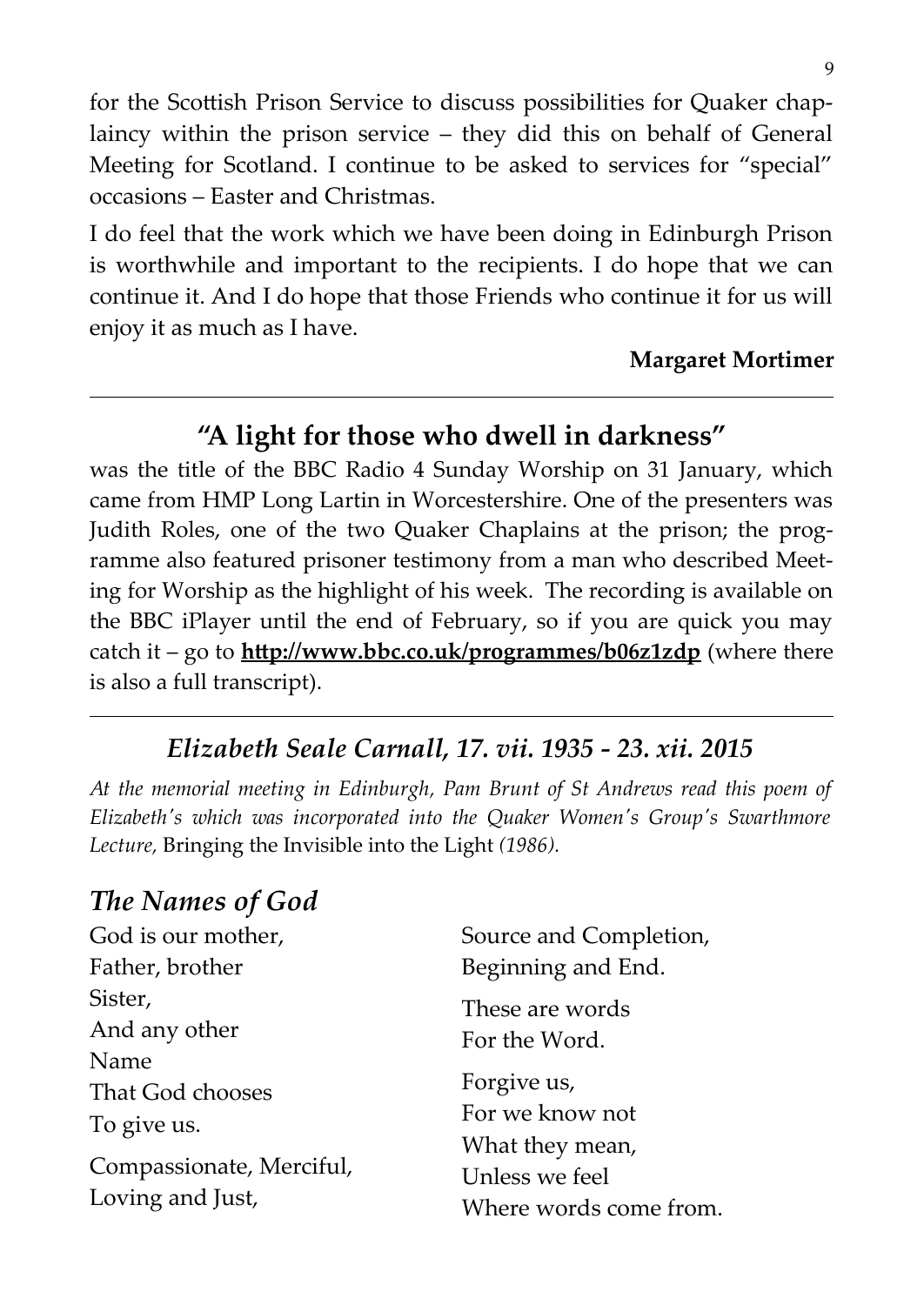for the Scottish Prison Service to discuss possibilities for Quaker chaplaincy within the prison service – they did this on behalf of General Meeting for Scotland. I continue to be asked to services for "special" occasions – Easter and Christmas.

I do feel that the work which we have been doing in Edinburgh Prison is worthwhile and important to the recipients. I do hope that we can continue it. And I do hope that those Friends who continue it for us will enjoy it as much as I have.

**Margaret Mortimer**

---

## "A light for those who dwell in darkness"

was the title of the BBC Radio 4 Sunday Worship on 31 January, which came from HMP Long Lartin in Worcestershire. One of the presenters was Judith Roles, one of the two Quaker Chaplains at the prison; the programme also featured prisoner testimony from a man who described Meeting for Worship as the highlight of his week. The recording is available on the BBC iPlayer until the end of February, so if you are quick you may catch it – go to **http://www.bbc.co.uk/programmes/b06z1zdp** (where there is also a full transcript).

---

## *Elizabeth Seale Carnall, 17. vii. 1935 - 23. xii. 2015*

*At the memorial meeting in Edinburgh, Pam Brunt of St Andrews read this poem of Elizabeth's which was incorporated into the Quaker Women's Group's Swarthmore Lecture,* Bringing the Invisible into the Light *(1986).*

### *The Names of God*

God is our mother,  
Father, brother  
Sister,  
And any other  
Name  
That God chooses  
To give us.

Compassionate, Merciful,  
Loving and Just,  
Source and Completion,  
Beginning and End.

These are words  
For the Word.

Forgive us,  
For we know not  
What they mean,  
Unless we feel  
Where words come from.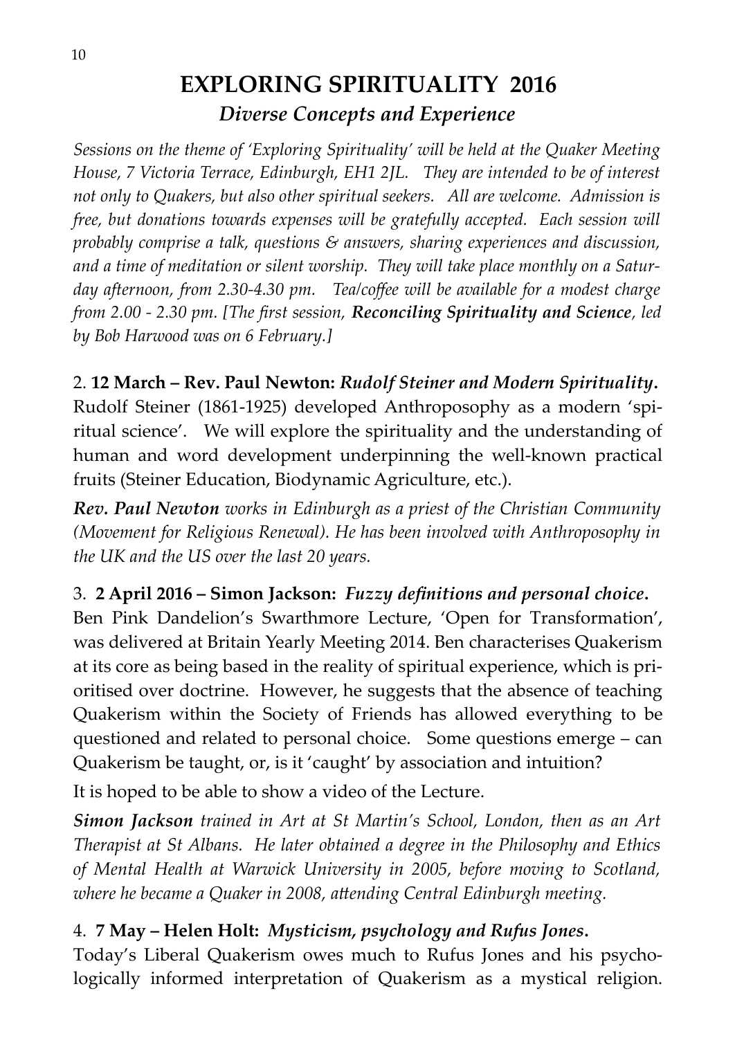# EXPLORING SPIRITUALITY 2016

## *Diverse Concepts and Experience*

*Sessions on the theme of 'Exploring Spirituality' will be held at the Quaker Meeting House, 7 Victoria Terrace, Edinburgh, EH1 2JL. They are intended to be of interest not only to Quakers, but also other spiritual seekers. All are welcome. Admission is free, but donations towards expenses will be gratefully accepted. Each session will probably comprise a talk, questions & answers, sharing experiences and discussion, and a time of meditation or silent worship. They will take place monthly on a Saturday afternoon, from 2.30-4.30 pm. Tea/coffee will be available for a modest charge from 2.00 - 2.30 pm. [The first session,* ***Reconciling Spirituality and Science****, led by Bob Harwood was on 6 February.]*

2. **12 March – Rev. Paul Newton:** ***Rudolf Steiner and Modern Spirituality.***
Rudolf Steiner (1861-1925) developed Anthroposophy as a modern 'spiritual science'. We will explore the spirituality and the understanding of human and word development underpinning the well-known practical fruits (Steiner Education, Biodynamic Agriculture, etc.).

***Rev. Paul Newton*** *works in Edinburgh as a priest of the Christian Community (Movement for Religious Renewal). He has been involved with Anthroposophy in the UK and the US over the last 20 years.*

3. **2 April 2016 – Simon Jackson:** ***Fuzzy definitions and personal choice.***
Ben Pink Dandelion's Swarthmore Lecture, 'Open for Transformation', was delivered at Britain Yearly Meeting 2014. Ben characterises Quakerism at its core as being based in the reality of spiritual experience, which is prioritised over doctrine. However, he suggests that the absence of teaching Quakerism within the Society of Friends has allowed everything to be questioned and related to personal choice. Some questions emerge – can Quakerism be taught, or, is it 'caught' by association and intuition?

It is hoped to be able to show a video of the Lecture.

***Simon Jackson*** *trained in Art at St Martin's School, London, then as an Art Therapist at St Albans. He later obtained a degree in the Philosophy and Ethics of Mental Health at Warwick University in 2005, before moving to Scotland, where he became a Quaker in 2008, attending Central Edinburgh meeting.*

4. **7 May – Helen Holt:** ***Mysticism, psychology and Rufus Jones.***
Today's Liberal Quakerism owes much to Rufus Jones and his psychologically informed interpretation of Quakerism as a mystical religion.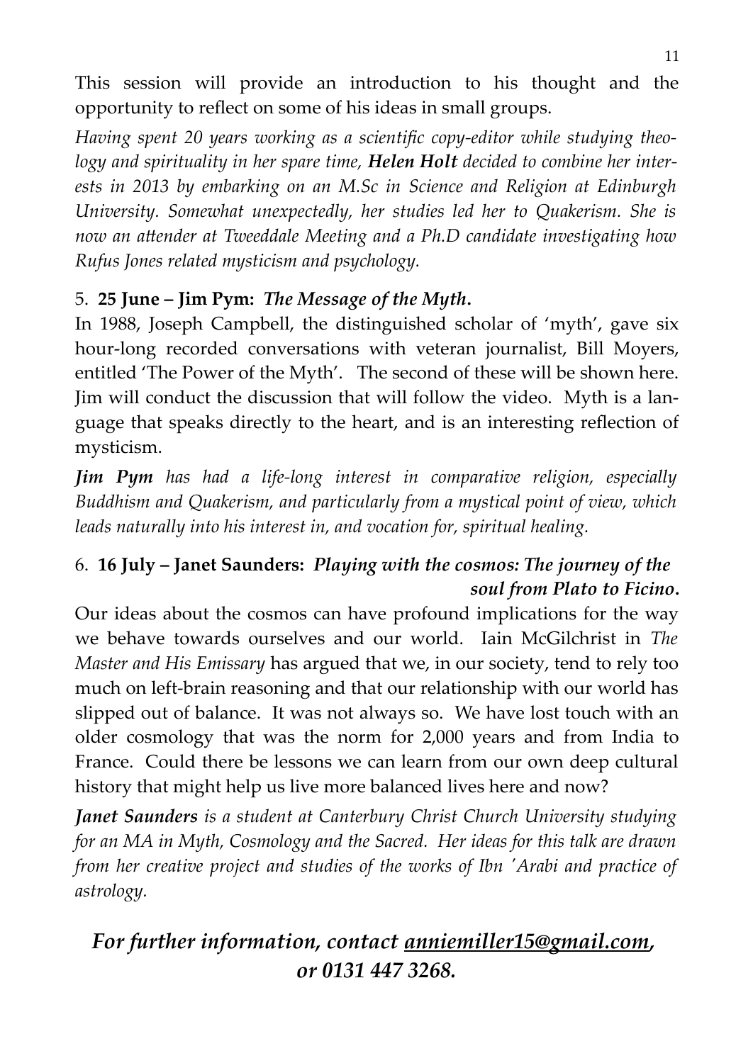This session will provide an introduction to his thought and the opportunity to reflect on some of his ideas in small groups.

*Having spent 20 years working as a scientific copy-editor while studying theology and spirituality in her spare time, **Helen Holt** decided to combine her interests in 2013 by embarking on an M.Sc in Science and Religion at Edinburgh University. Somewhat unexpectedly, her studies led her to Quakerism. She is now an attender at Tweeddale Meeting and a Ph.D candidate investigating how Rufus Jones related mysticism and psychology.*

5. **25 June – Jim Pym:** ***The Message of the Myth*.**

In 1988, Joseph Campbell, the distinguished scholar of 'myth', gave six hour-long recorded conversations with veteran journalist, Bill Moyers, entitled 'The Power of the Myth'. The second of these will be shown here. Jim will conduct the discussion that will follow the video. Myth is a language that speaks directly to the heart, and is an interesting reflection of mysticism.

***Jim Pym** has had a life-long interest in comparative religion, especially Buddhism and Quakerism, and particularly from a mystical point of view, which leads naturally into his interest in, and vocation for, spiritual healing.*

6. **16 July – Janet Saunders:** ***Playing with the cosmos: The journey of the soul from Plato to Ficino*.**

Our ideas about the cosmos can have profound implications for the way we behave towards ourselves and our world. Iain McGilchrist in *The Master and His Emissary* has argued that we, in our society, tend to rely too much on left-brain reasoning and that our relationship with our world has slipped out of balance. It was not always so. We have lost touch with an older cosmology that was the norm for 2,000 years and from India to France. Could there be lessons we can learn from our own deep cultural history that might help us live more balanced lives here and now?

***Janet Saunders** is a student at Canterbury Christ Church University studying for an MA in Myth, Cosmology and the Sacred. Her ideas for this talk are drawn from her creative project and studies of the works of Ibn 'Arabi and practice of astrology.*

## *For further information, contact anniemiller15@gmail.com, or 0131 447 3268.*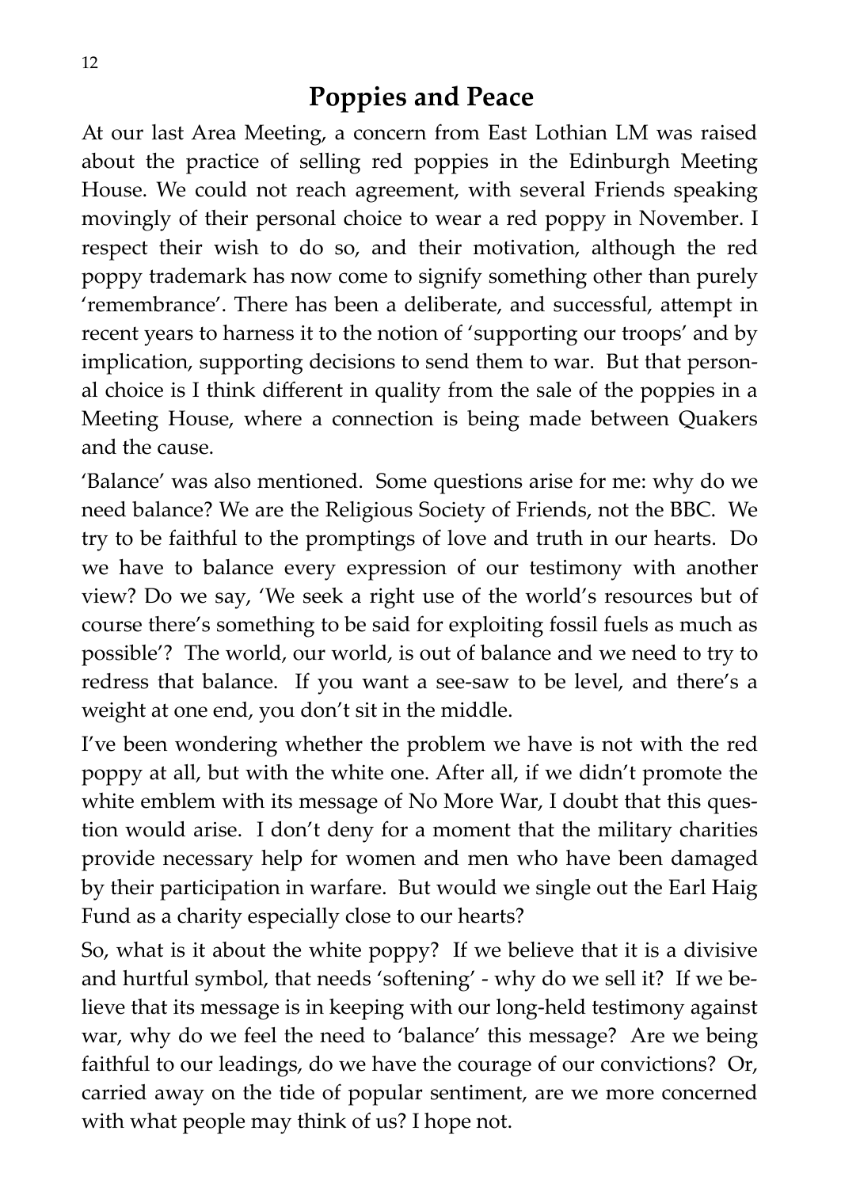## Poppies and Peace

At our last Area Meeting, a concern from East Lothian LM was raised about the practice of selling red poppies in the Edinburgh Meeting House. We could not reach agreement, with several Friends speaking movingly of their personal choice to wear a red poppy in November. I respect their wish to do so, and their motivation, although the red poppy trademark has now come to signify something other than purely 'remembrance'. There has been a deliberate, and successful, attempt in recent years to harness it to the notion of 'supporting our troops' and by implication, supporting decisions to send them to war. But that personal choice is I think different in quality from the sale of the poppies in a Meeting House, where a connection is being made between Quakers and the cause.

'Balance' was also mentioned. Some questions arise for me: why do we need balance? We are the Religious Society of Friends, not the BBC. We try to be faithful to the promptings of love and truth in our hearts. Do we have to balance every expression of our testimony with another view? Do we say, 'We seek a right use of the world's resources but of course there's something to be said for exploiting fossil fuels as much as possible'? The world, our world, is out of balance and we need to try to redress that balance. If you want a see-saw to be level, and there's a weight at one end, you don't sit in the middle.

I've been wondering whether the problem we have is not with the red poppy at all, but with the white one. After all, if we didn't promote the white emblem with its message of No More War, I doubt that this question would arise. I don't deny for a moment that the military charities provide necessary help for women and men who have been damaged by their participation in warfare. But would we single out the Earl Haig Fund as a charity especially close to our hearts?

So, what is it about the white poppy? If we believe that it is a divisive and hurtful symbol, that needs 'softening' - why do we sell it? If we believe that its message is in keeping with our long-held testimony against war, why do we feel the need to 'balance' this message? Are we being faithful to our leadings, do we have the courage of our convictions? Or, carried away on the tide of popular sentiment, are we more concerned with what people may think of us? I hope not.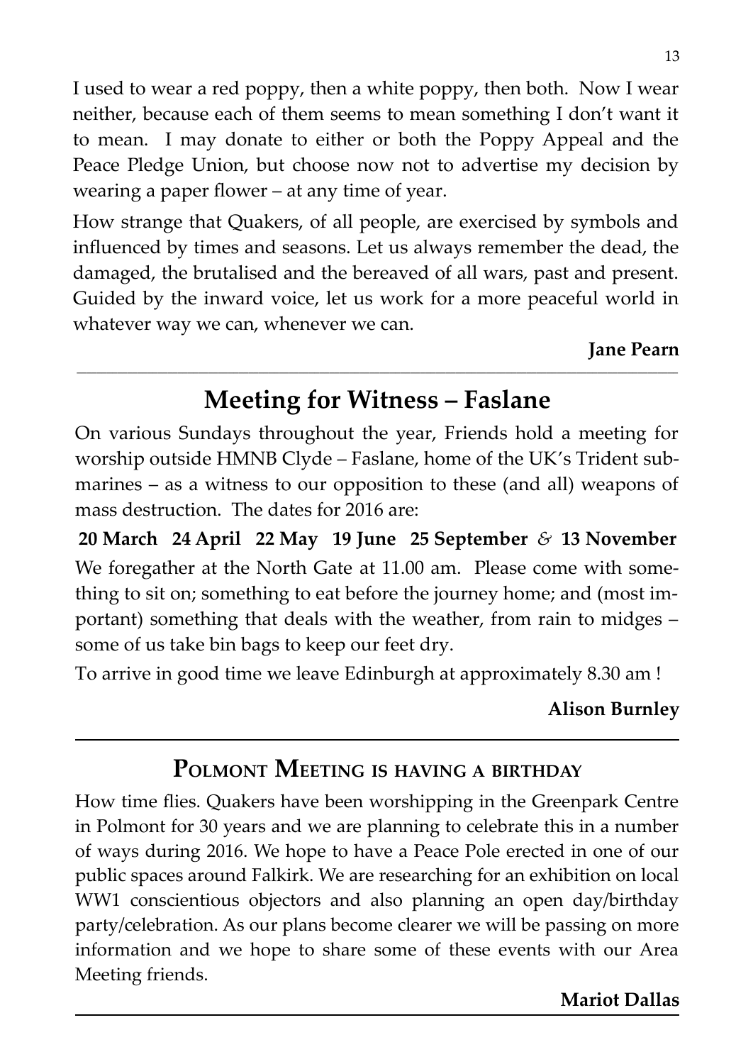I used to wear a red poppy, then a white poppy, then both. Now I wear neither, because each of them seems to mean something I don't want it to mean. I may donate to either or both the Poppy Appeal and the Peace Pledge Union, but choose now not to advertise my decision by wearing a paper flower – at any time of year.

How strange that Quakers, of all people, are exercised by symbols and influenced by times and seasons. Let us always remember the dead, the damaged, the brutalised and the bereaved of all wars, past and present. Guided by the inward voice, let us work for a more peaceful world in whatever way we can, whenever we can.

**Jane Pearn**

---

## Meeting for Witness – Faslane

On various Sundays throughout the year, Friends hold a meeting for worship outside HMNB Clyde – Faslane, home of the UK's Trident submarines – as a witness to our opposition to these (and all) weapons of mass destruction. The dates for 2016 are:

**20 March 24 April 22 May 19 June 25 September** *&* **13 November**

We foregather at the North Gate at 11.00 am. Please come with something to sit on; something to eat before the journey home; and (most important) something that deals with the weather, from rain to midges – some of us take bin bags to keep our feet dry.

To arrive in good time we leave Edinburgh at approximately 8.30 am !

**Alison Burnley**

---

## Polmont Meeting is having a birthday

How time flies. Quakers have been worshipping in the Greenpark Centre in Polmont for 30 years and we are planning to celebrate this in a number of ways during 2016. We hope to have a Peace Pole erected in one of our public spaces around Falkirk. We are researching for an exhibition on local WW1 conscientious objectors and also planning an open day/birthday party/celebration. As our plans become clearer we will be passing on more information and we hope to share some of these events with our Area Meeting friends.

**Mariot Dallas**

---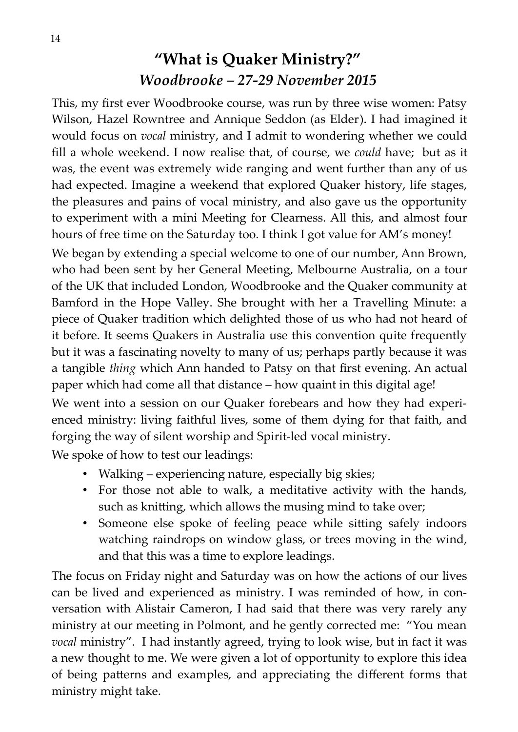# "What is Quaker Ministry?"

## *Woodbrooke – 27-29 November 2015*

This, my first ever Woodbrooke course, was run by three wise women: Patsy Wilson, Hazel Rowntree and Annique Seddon (as Elder). I had imagined it would focus on *vocal* ministry, and I admit to wondering whether we could fill a whole weekend. I now realise that, of course, we *could* have; but as it was, the event was extremely wide ranging and went further than any of us had expected. Imagine a weekend that explored Quaker history, life stages, the pleasures and pains of vocal ministry, and also gave us the opportunity to experiment with a mini Meeting for Clearness. All this, and almost four hours of free time on the Saturday too. I think I got value for AM's money!

We began by extending a special welcome to one of our number, Ann Brown, who had been sent by her General Meeting, Melbourne Australia, on a tour of the UK that included London, Woodbrooke and the Quaker community at Bamford in the Hope Valley. She brought with her a Travelling Minute: a piece of Quaker tradition which delighted those of us who had not heard of it before. It seems Quakers in Australia use this convention quite frequently but it was a fascinating novelty to many of us; perhaps partly because it was a tangible *thing* which Ann handed to Patsy on that first evening. An actual paper which had come all that distance – how quaint in this digital age!

We went into a session on our Quaker forebears and how they had experienced ministry: living faithful lives, some of them dying for that faith, and forging the way of silent worship and Spirit-led vocal ministry.

We spoke of how to test our leadings:

- Walking – experiencing nature, especially big skies;
- For those not able to walk, a meditative activity with the hands, such as knitting, which allows the musing mind to take over;
- Someone else spoke of feeling peace while sitting safely indoors watching raindrops on window glass, or trees moving in the wind, and that this was a time to explore leadings.

The focus on Friday night and Saturday was on how the actions of our lives can be lived and experienced as ministry. I was reminded of how, in conversation with Alistair Cameron, I had said that there was very rarely any ministry at our meeting in Polmont, and he gently corrected me: "You mean *vocal* ministry". I had instantly agreed, trying to look wise, but in fact it was a new thought to me. We were given a lot of opportunity to explore this idea of being patterns and examples, and appreciating the different forms that ministry might take.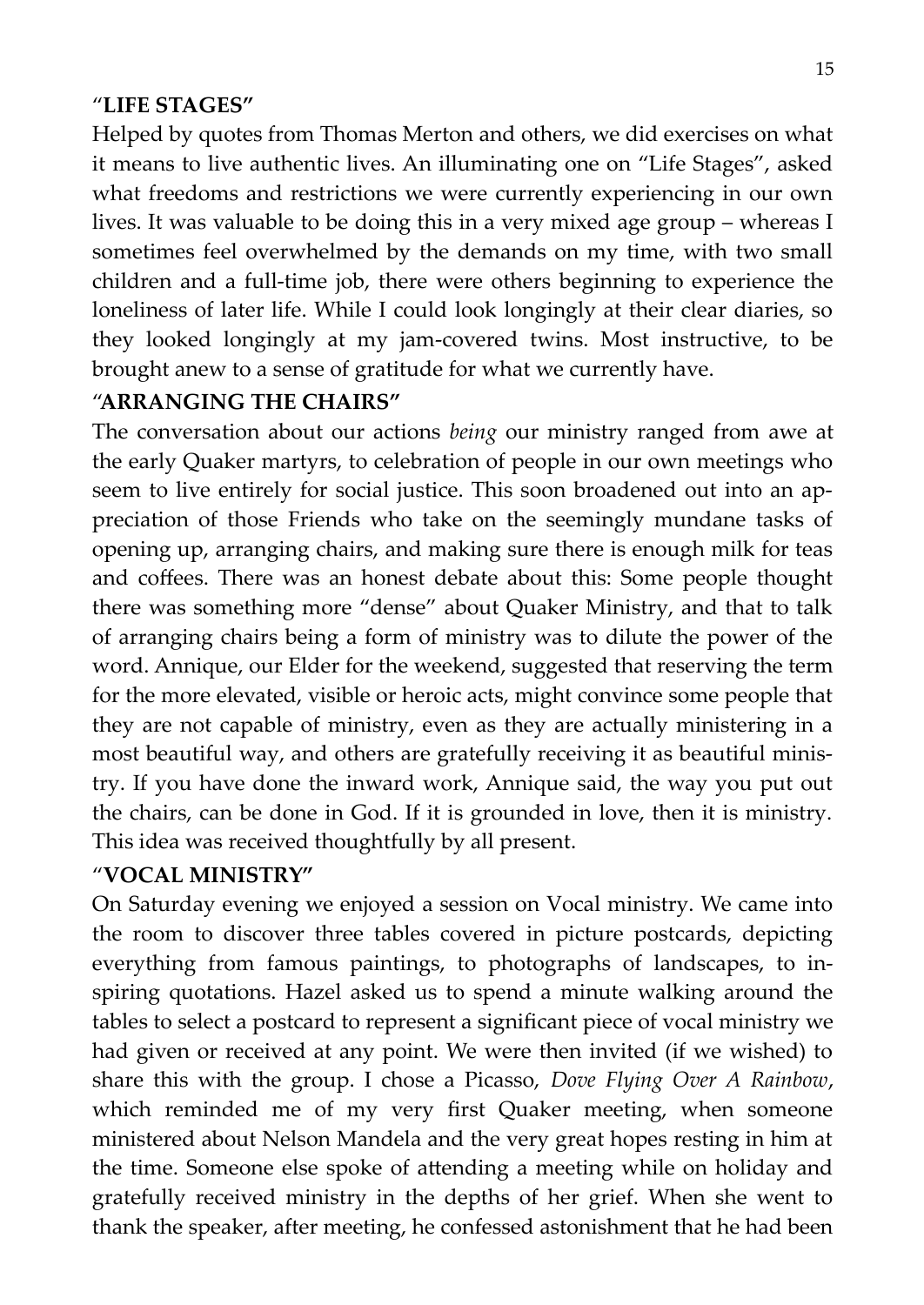### "LIFE STAGES"

Helped by quotes from Thomas Merton and others, we did exercises on what it means to live authentic lives. An illuminating one on "Life Stages", asked what freedoms and restrictions we were currently experiencing in our own lives. It was valuable to be doing this in a very mixed age group – whereas I sometimes feel overwhelmed by the demands on my time, with two small children and a full-time job, there were others beginning to experience the loneliness of later life. While I could look longingly at their clear diaries, so they looked longingly at my jam-covered twins. Most instructive, to be brought anew to a sense of gratitude for what we currently have.

### "ARRANGING THE CHAIRS"

The conversation about our actions *being* our ministry ranged from awe at the early Quaker martyrs, to celebration of people in our own meetings who seem to live entirely for social justice. This soon broadened out into an appreciation of those Friends who take on the seemingly mundane tasks of opening up, arranging chairs, and making sure there is enough milk for teas and coffees. There was an honest debate about this: Some people thought there was something more "dense" about Quaker Ministry, and that to talk of arranging chairs being a form of ministry was to dilute the power of the word. Annique, our Elder for the weekend, suggested that reserving the term for the more elevated, visible or heroic acts, might convince some people that they are not capable of ministry, even as they are actually ministering in a most beautiful way, and others are gratefully receiving it as beautiful ministry. If you have done the inward work, Annique said, the way you put out the chairs, can be done in God. If it is grounded in love, then it is ministry. This idea was received thoughtfully by all present.

### "VOCAL MINISTRY"

On Saturday evening we enjoyed a session on Vocal ministry. We came into the room to discover three tables covered in picture postcards, depicting everything from famous paintings, to photographs of landscapes, to inspiring quotations. Hazel asked us to spend a minute walking around the tables to select a postcard to represent a significant piece of vocal ministry we had given or received at any point. We were then invited (if we wished) to share this with the group. I chose a Picasso, *Dove Flying Over A Rainbow*, which reminded me of my very first Quaker meeting, when someone ministered about Nelson Mandela and the very great hopes resting in him at the time. Someone else spoke of attending a meeting while on holiday and gratefully received ministry in the depths of her grief. When she went to thank the speaker, after meeting, he confessed astonishment that he had been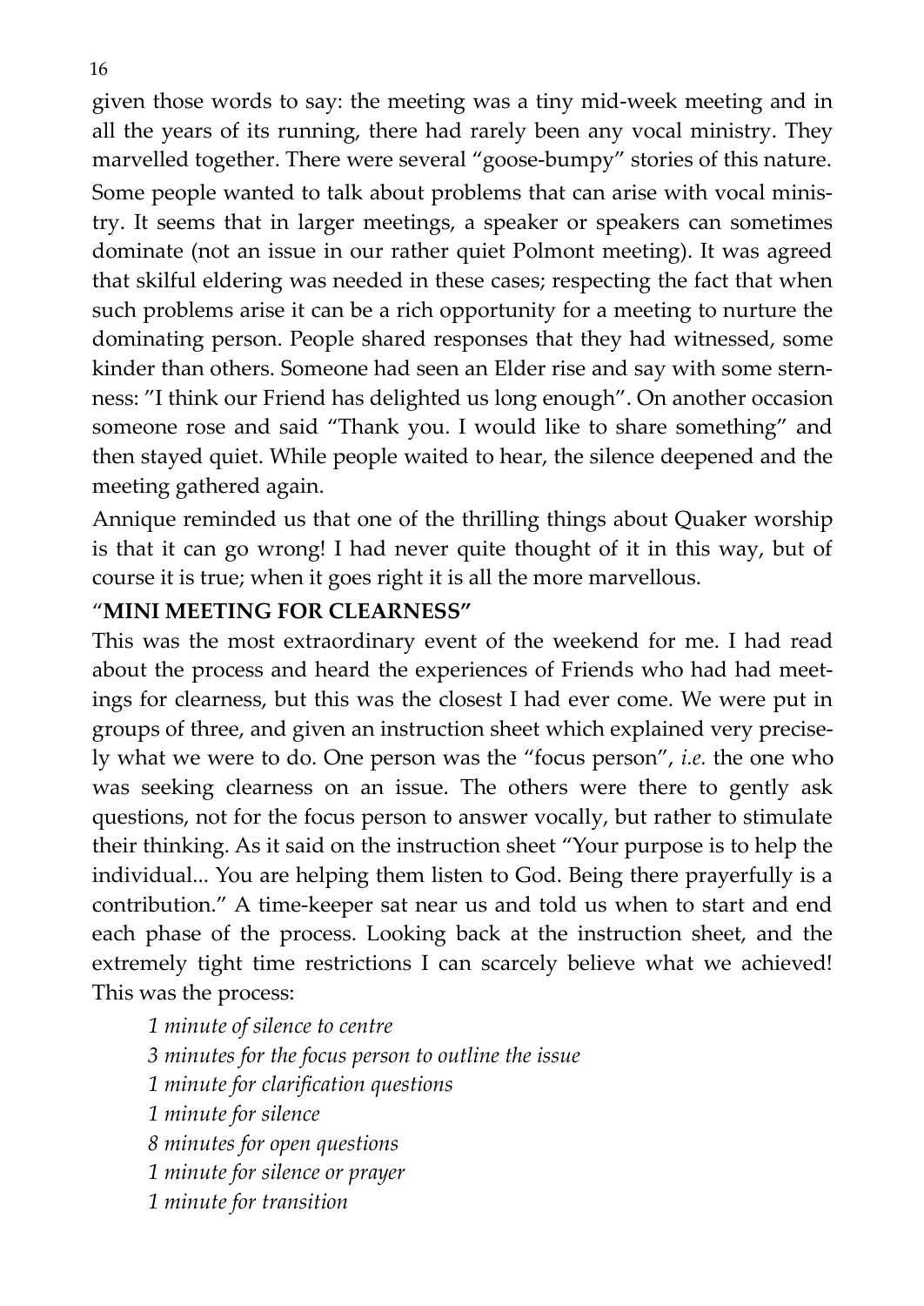given those words to say: the meeting was a tiny mid-week meeting and in all the years of its running, there had rarely been any vocal ministry. They marvelled together. There were several "goose-bumpy" stories of this nature.

Some people wanted to talk about problems that can arise with vocal ministry. It seems that in larger meetings, a speaker or speakers can sometimes dominate (not an issue in our rather quiet Polmont meeting). It was agreed that skilful eldering was needed in these cases; respecting the fact that when such problems arise it can be a rich opportunity for a meeting to nurture the dominating person. People shared responses that they had witnessed, some kinder than others. Someone had seen an Elder rise and say with some sternness: "I think our Friend has delighted us long enough". On another occasion someone rose and said "Thank you. I would like to share something" and then stayed quiet. While people waited to hear, the silence deepened and the meeting gathered again.

Annique reminded us that one of the thrilling things about Quaker worship is that it can go wrong! I had never quite thought of it in this way, but of course it is true; when it goes right it is all the more marvellous.

**"MINI MEETING FOR CLEARNESS"**

This was the most extraordinary event of the weekend for me. I had read about the process and heard the experiences of Friends who had had meetings for clearness, but this was the closest I had ever come. We were put in groups of three, and given an instruction sheet which explained very precisely what we were to do. One person was the "focus person", *i.e.* the one who was seeking clearness on an issue. The others were there to gently ask questions, not for the focus person to answer vocally, but rather to stimulate their thinking. As it said on the instruction sheet "Your purpose is to help the individual... You are helping them listen to God. Being there prayerfully is a contribution." A time-keeper sat near us and told us when to start and end each phase of the process. Looking back at the instruction sheet, and the extremely tight time restrictions I can scarcely believe what we achieved! This was the process:

*1 minute of silence to centre*
*3 minutes for the focus person to outline the issue*
*1 minute for clarification questions*
*1 minute for silence*
*8 minutes for open questions*
*1 minute for silence or prayer*
*1 minute for transition*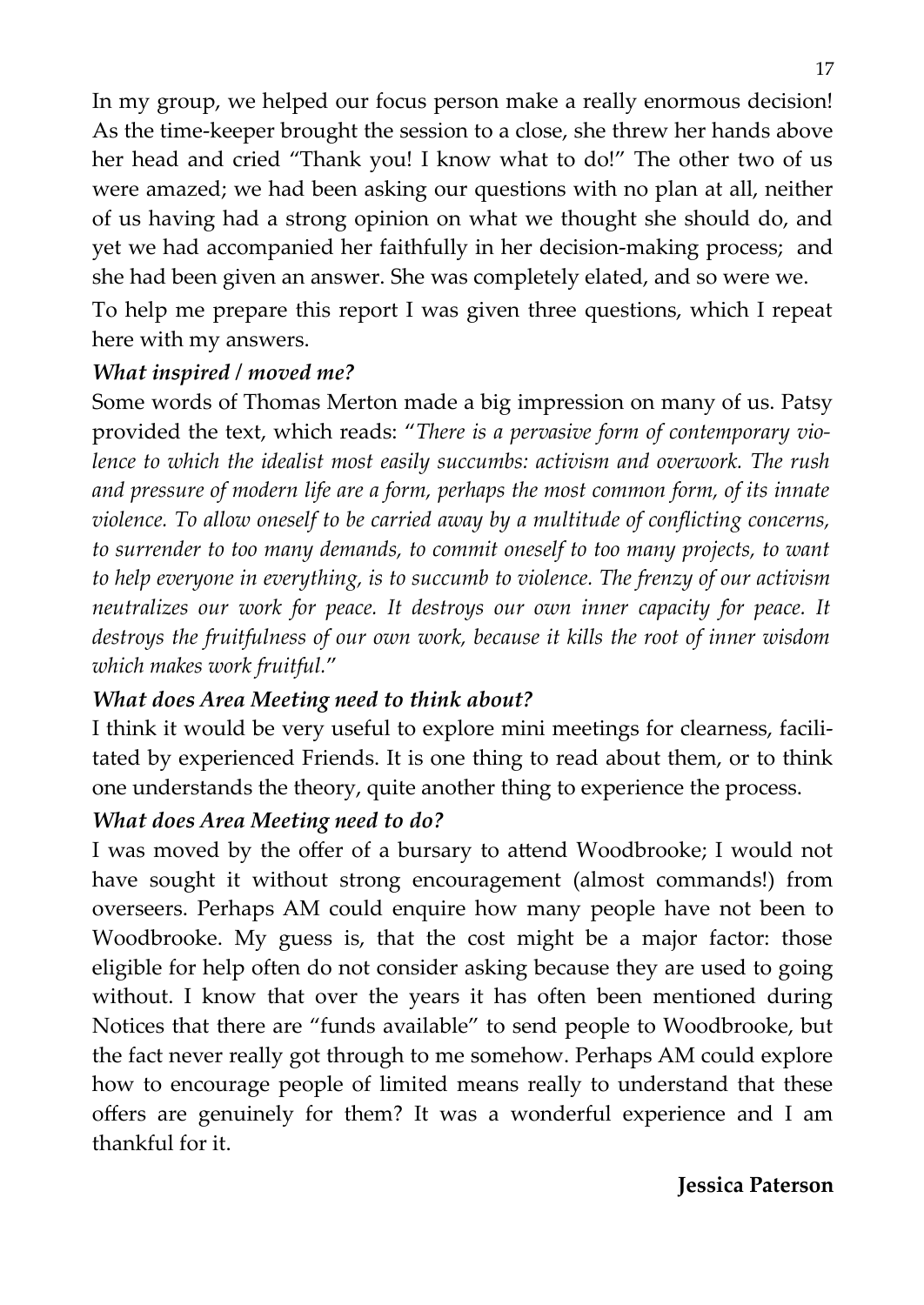In my group, we helped our focus person make a really enormous decision! As the time-keeper brought the session to a close, she threw her hands above her head and cried "Thank you! I know what to do!" The other two of us were amazed; we had been asking our questions with no plan at all, neither of us having had a strong opinion on what we thought she should do, and yet we had accompanied her faithfully in her decision-making process;  and she had been given an answer. She was completely elated, and so were we.

To help me prepare this report I was given three questions, which I repeat here with my answers.

***What inspired / moved me?***

Some words of Thomas Merton made a big impression on many of us. Patsy provided the text, which reads: "*There is a pervasive form of contemporary violence to which the idealist most easily succumbs: activism and overwork. The rush and pressure of modern life are a form, perhaps the most common form, of its innate violence. To allow oneself to be carried away by a multitude of conflicting concerns, to surrender to too many demands, to commit oneself to too many projects, to want to help everyone in everything, is to succumb to violence. The frenzy of our activism neutralizes our work for peace. It destroys our own inner capacity for peace. It destroys the fruitfulness of our own work, because it kills the root of inner wisdom which makes work fruitful.*"

***What does Area Meeting need to think about?***

I think it would be very useful to explore mini meetings for clearness, facilitated by experienced Friends. It is one thing to read about them, or to think one understands the theory, quite another thing to experience the process.

***What does Area Meeting need to do?***

I was moved by the offer of a bursary to attend Woodbrooke; I would not have sought it without strong encouragement (almost commands!) from overseers. Perhaps AM could enquire how many people have not been to Woodbrooke. My guess is, that the cost might be a major factor: those eligible for help often do not consider asking because they are used to going without. I know that over the years it has often been mentioned during Notices that there are "funds available" to send people to Woodbrooke, but the fact never really got through to me somehow. Perhaps AM could explore how to encourage people of limited means really to understand that these offers are genuinely for them? It was a wonderful experience and I am thankful for it.

**Jessica Paterson**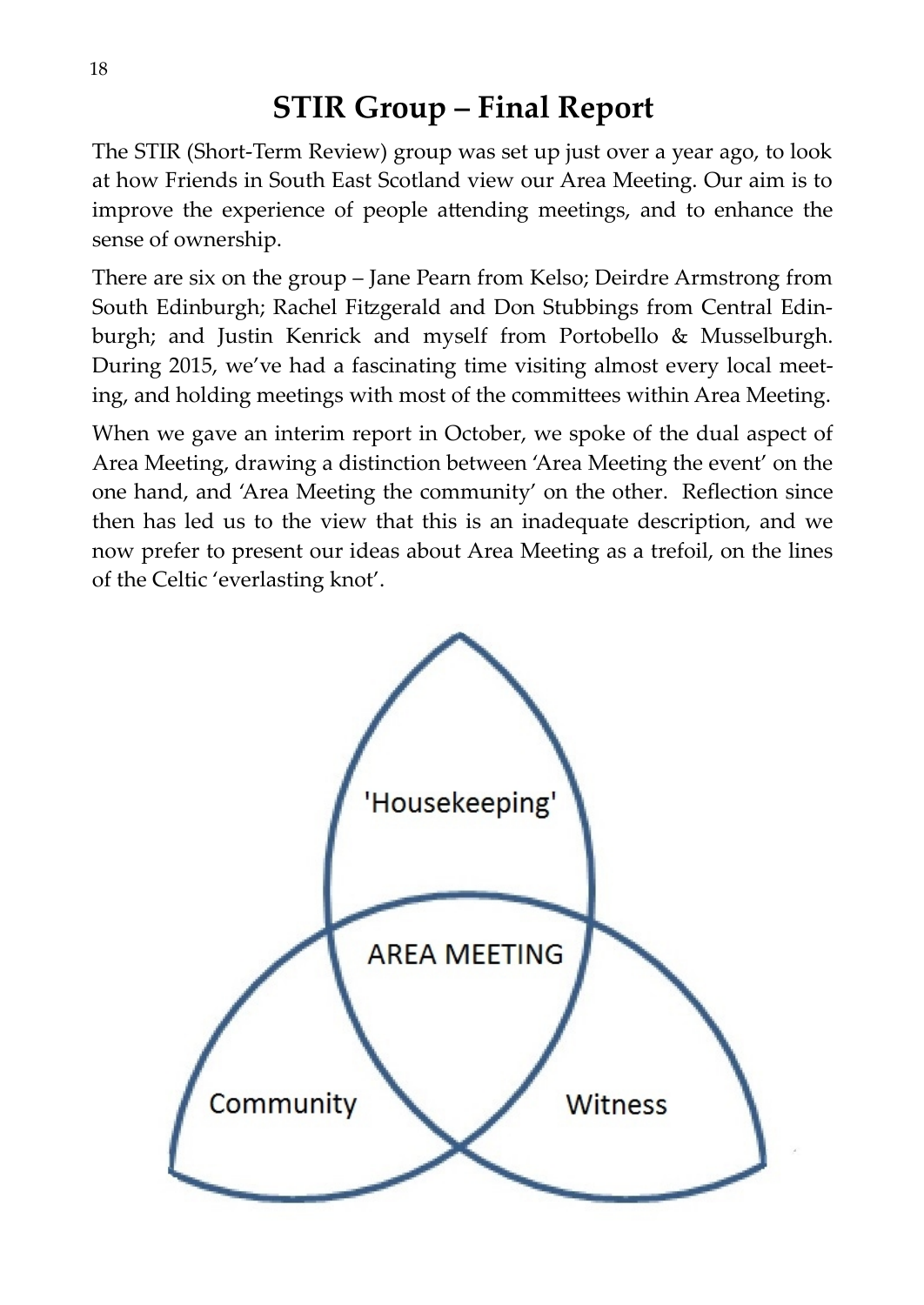# STIR Group – Final Report

The STIR (Short-Term Review) group was set up just over a year ago, to look at how Friends in South East Scotland view our Area Meeting. Our aim is to improve the experience of people attending meetings, and to enhance the sense of ownership.

There are six on the group – Jane Pearn from Kelso; Deirdre Armstrong from South Edinburgh; Rachel Fitzgerald and Don Stubbings from Central Edinburgh; and Justin Kenrick and myself from Portobello & Musselburgh. During 2015, we've had a fascinating time visiting almost every local meeting, and holding meetings with most of the committees within Area Meeting.

When we gave an interim report in October, we spoke of the dual aspect of Area Meeting, drawing a distinction between 'Area Meeting the event' on the one hand, and 'Area Meeting the community' on the other. Reflection since then has led us to the view that this is an inadequate description, and we now prefer to present our ideas about Area Meeting as a trefoil, on the lines of the Celtic 'everlasting knot'.

'Housekeeping'

AREA MEETING

Community

Witness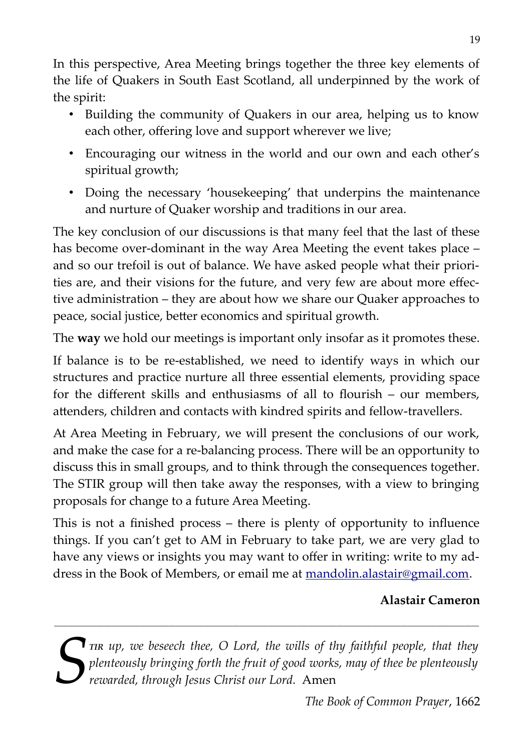In this perspective, Area Meeting brings together the three key elements of the life of Quakers in South East Scotland, all underpinned by the work of the spirit:

- Building the community of Quakers in our area, helping us to know each other, offering love and support wherever we live;
- Encouraging our witness in the world and our own and each other's spiritual growth;
- Doing the necessary 'housekeeping' that underpins the maintenance and nurture of Quaker worship and traditions in our area.

The key conclusion of our discussions is that many feel that the last of these has become over-dominant in the way Area Meeting the event takes place – and so our trefoil is out of balance. We have asked people what their priorities are, and their visions for the future, and very few are about more effective administration – they are about how we share our Quaker approaches to peace, social justice, better economics and spiritual growth.

The **way** we hold our meetings is important only insofar as it promotes these.

If balance is to be re-established, we need to identify ways in which our structures and practice nurture all three essential elements, providing space for the different skills and enthusiasms of all to flourish – our members, attenders, children and contacts with kindred spirits and fellow-travellers.

At Area Meeting in February, we will present the conclusions of our work, and make the case for a re-balancing process. There will be an opportunity to discuss this in small groups, and to think through the consequences together. The STIR group will then take away the responses, with a view to bringing proposals for change to a future Area Meeting.

This is not a finished process – there is plenty of opportunity to influence things. If you can't get to AM in February to take part, we are very glad to have any views or insights you may want to offer in writing: write to my address in the Book of Members, or email me at mandolin.alastair@gmail.com.

**Alastair Cameron**

---

*Stir up, we beseech thee, O Lord, the wills of thy faithful people, that they plenteously bringing forth the fruit of good works, may of thee be plenteously rewarded, through Jesus Christ our Lord.* Amen

*The Book of Common Prayer*, 1662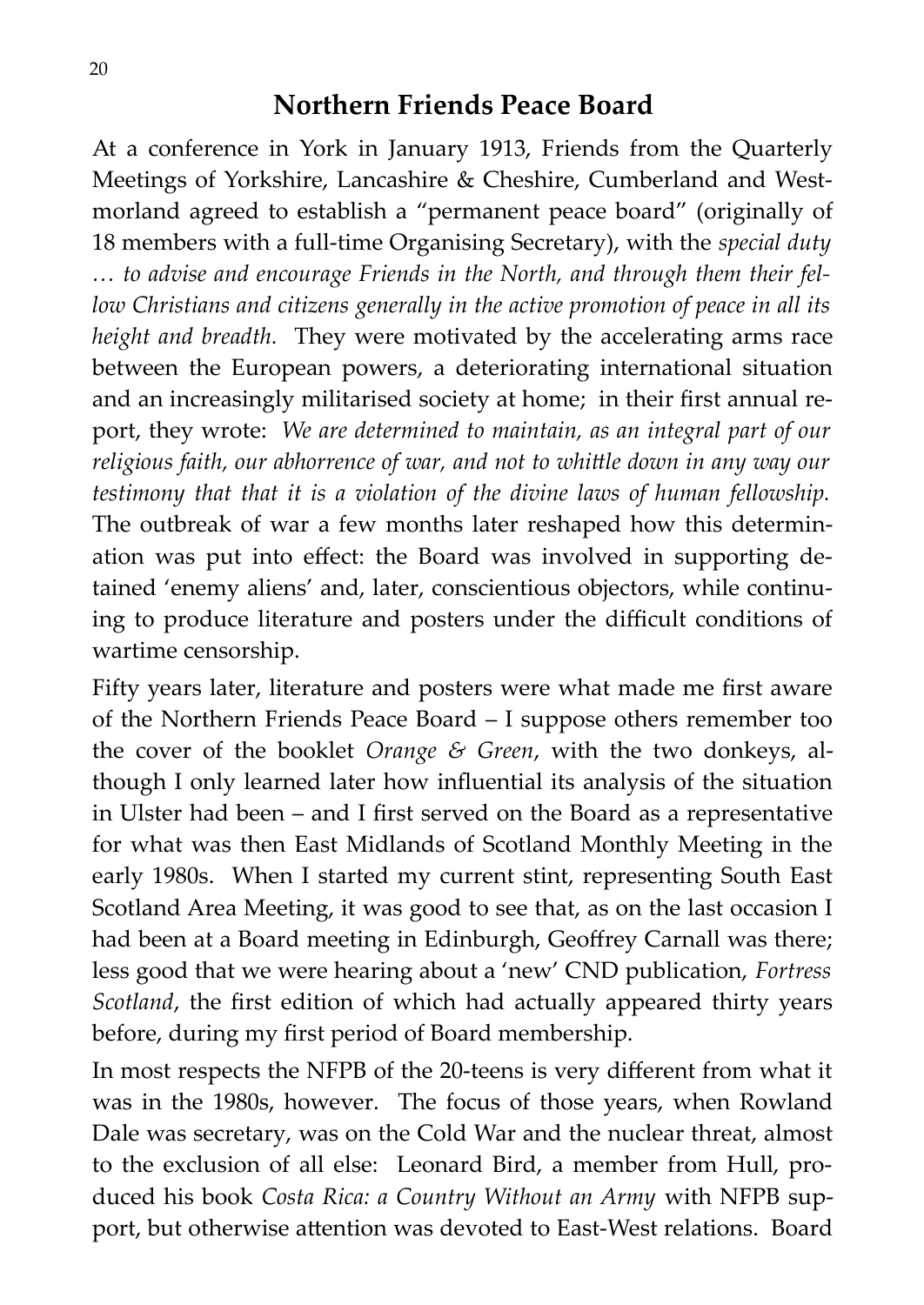## Northern Friends Peace Board

At a conference in York in January 1913, Friends from the Quarterly Meetings of Yorkshire, Lancashire & Cheshire, Cumberland and Westmorland agreed to establish a "permanent peace board" (originally of 18 members with a full-time Organising Secretary), with the *special duty … to advise and encourage Friends in the North, and through them their fellow Christians and citizens generally in the active promotion of peace in all its height and breadth.* They were motivated by the accelerating arms race between the European powers, a deteriorating international situation and an increasingly militarised society at home; in their first annual report, they wrote: *We are determined to maintain, as an integral part of our religious faith, our abhorrence of war, and not to whittle down in any way our testimony that that it is a violation of the divine laws of human fellowship.* The outbreak of war a few months later reshaped how this determination was put into effect: the Board was involved in supporting detained 'enemy aliens' and, later, conscientious objectors, while continuing to produce literature and posters under the difficult conditions of wartime censorship.

Fifty years later, literature and posters were what made me first aware of the Northern Friends Peace Board – I suppose others remember too the cover of the booklet *Orange & Green*, with the two donkeys, although I only learned later how influential its analysis of the situation in Ulster had been – and I first served on the Board as a representative for what was then East Midlands of Scotland Monthly Meeting in the early 1980s. When I started my current stint, representing South East Scotland Area Meeting, it was good to see that, as on the last occasion I had been at a Board meeting in Edinburgh, Geoffrey Carnall was there; less good that we were hearing about a 'new' CND publication, *Fortress Scotland*, the first edition of which had actually appeared thirty years before, during my first period of Board membership.

In most respects the NFPB of the 20-teens is very different from what it was in the 1980s, however. The focus of those years, when Rowland Dale was secretary, was on the Cold War and the nuclear threat, almost to the exclusion of all else: Leonard Bird, a member from Hull, produced his book *Costa Rica: a Country Without an Army* with NFPB support, but otherwise attention was devoted to East-West relations. Board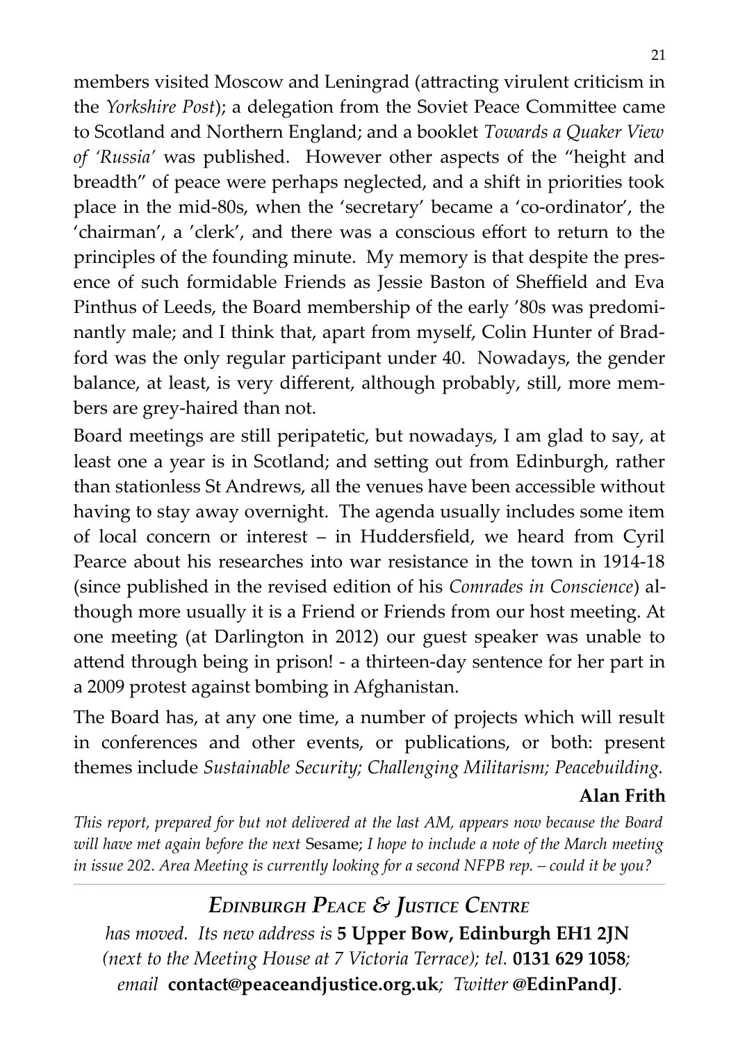members visited Moscow and Leningrad (attracting virulent criticism in the *Yorkshire Post*); a delegation from the Soviet Peace Committee came to Scotland and Northern England; and a booklet *Towards a Quaker View of 'Russia'* was published. However other aspects of the "height and breadth" of peace were perhaps neglected, and a shift in priorities took place in the mid-80s, when the 'secretary' became a 'co-ordinator', the 'chairman', a 'clerk', and there was a conscious effort to return to the principles of the founding minute. My memory is that despite the presence of such formidable Friends as Jessie Baston of Sheffield and Eva Pinthus of Leeds, the Board membership of the early '80s was predominantly male; and I think that, apart from myself, Colin Hunter of Bradford was the only regular participant under 40. Nowadays, the gender balance, at least, is very different, although probably, still, more members are grey-haired than not.

Board meetings are still peripatetic, but nowadays, I am glad to say, at least one a year is in Scotland; and setting out from Edinburgh, rather than stationless St Andrews, all the venues have been accessible without having to stay away overnight. The agenda usually includes some item of local concern or interest – in Huddersfield, we heard from Cyril Pearce about his researches into war resistance in the town in 1914-18 (since published in the revised edition of his *Comrades in Conscience*) although more usually it is a Friend or Friends from our host meeting. At one meeting (at Darlington in 2012) our guest speaker was unable to attend through being in prison! - a thirteen-day sentence for her part in a 2009 protest against bombing in Afghanistan.

The Board has, at any one time, a number of projects which will result in conferences and other events, or publications, or both: present themes include *Sustainable Security; Challenging Militarism; Peacebuilding.*

**Alan Frith**

*This report, prepared for but not delivered at the last AM, appears now because the Board will have met again before the next* Sesame; *I hope to include a note of the March meeting in issue 202. Area Meeting is currently looking for a second NFPB rep. – could it be you?*

---

## *Edinburgh Peace & Justice Centre*

*has moved. Its new address is* **5 Upper Bow, Edinburgh EH1 2JN** *(next to the Meeting House at 7 Victoria Terrace); tel.* **0131 629 1058***; email* **contact@peaceandjustice.org.uk***; Twitter* **@EdinPandJ**.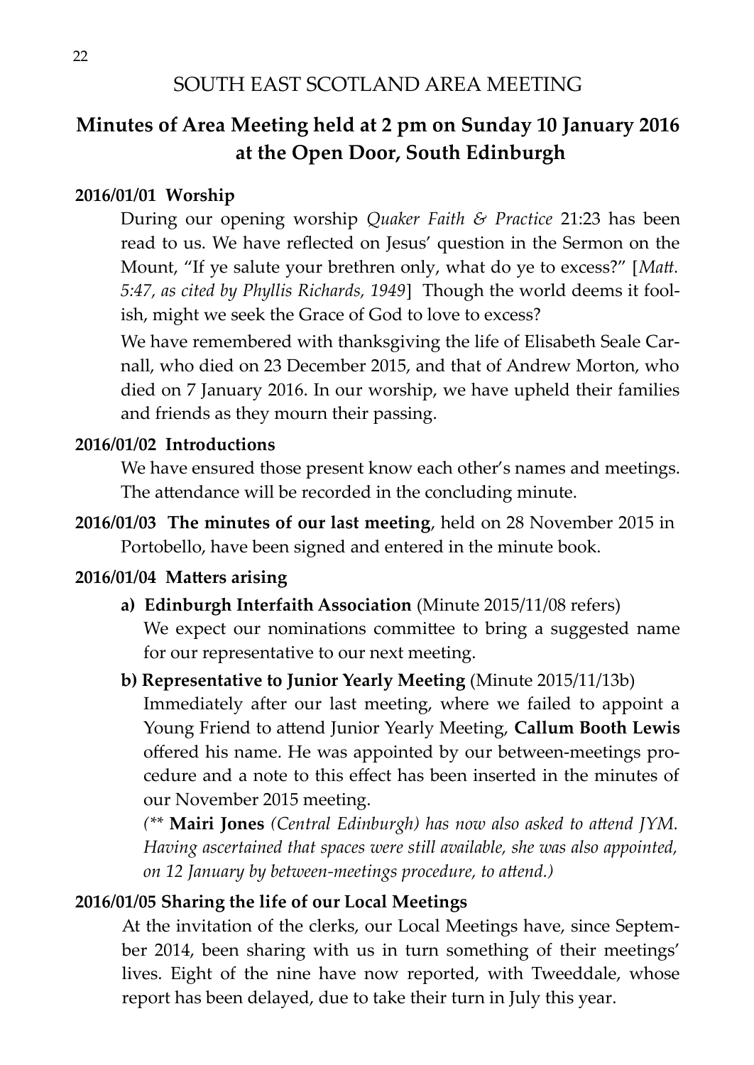## SOUTH EAST SCOTLAND AREA MEETING

# Minutes of Area Meeting held at 2 pm on Sunday 10 January 2016 at the Open Door, South Edinburgh

**2016/01/01 Worship**

During our opening worship *Quaker Faith & Practice* 21:23 has been read to us. We have reflected on Jesus' question in the Sermon on the Mount, "If ye salute your brethren only, what do ye to excess?" [*Matt. 5:47, as cited by Phyllis Richards, 1949*] Though the world deems it foolish, might we seek the Grace of God to love to excess?

We have remembered with thanksgiving the life of Elisabeth Seale Carnall, who died on 23 December 2015, and that of Andrew Morton, who died on 7 January 2016. In our worship, we have upheld their families and friends as they mourn their passing.

**2016/01/02 Introductions**

We have ensured those present know each other's names and meetings. The attendance will be recorded in the concluding minute.

**2016/01/03 The minutes of our last meeting**, held on 28 November 2015 in Portobello, have been signed and entered in the minute book.

**2016/01/04 Matters arising**

**a) Edinburgh Interfaith Association** (Minute 2015/11/08 refers)
We expect our nominations committee to bring a suggested name for our representative to our next meeting.

**b) Representative to Junior Yearly Meeting** (Minute 2015/11/13b)
Immediately after our last meeting, where we failed to appoint a Young Friend to attend Junior Yearly Meeting, **Callum Booth Lewis** offered his name. He was appointed by our between-meetings procedure and a note to this effect has been inserted in the minutes of our November 2015 meeting.

*(\*\** **Mairi Jones** *(Central Edinburgh) has now also asked to attend JYM. Having ascertained that spaces were still available, she was also appointed, on 12 January by between-meetings procedure, to attend.)*

**2016/01/05 Sharing the life of our Local Meetings**

At the invitation of the clerks, our Local Meetings have, since September 2014, been sharing with us in turn something of their meetings' lives. Eight of the nine have now reported, with Tweeddale, whose report has been delayed, due to take their turn in July this year.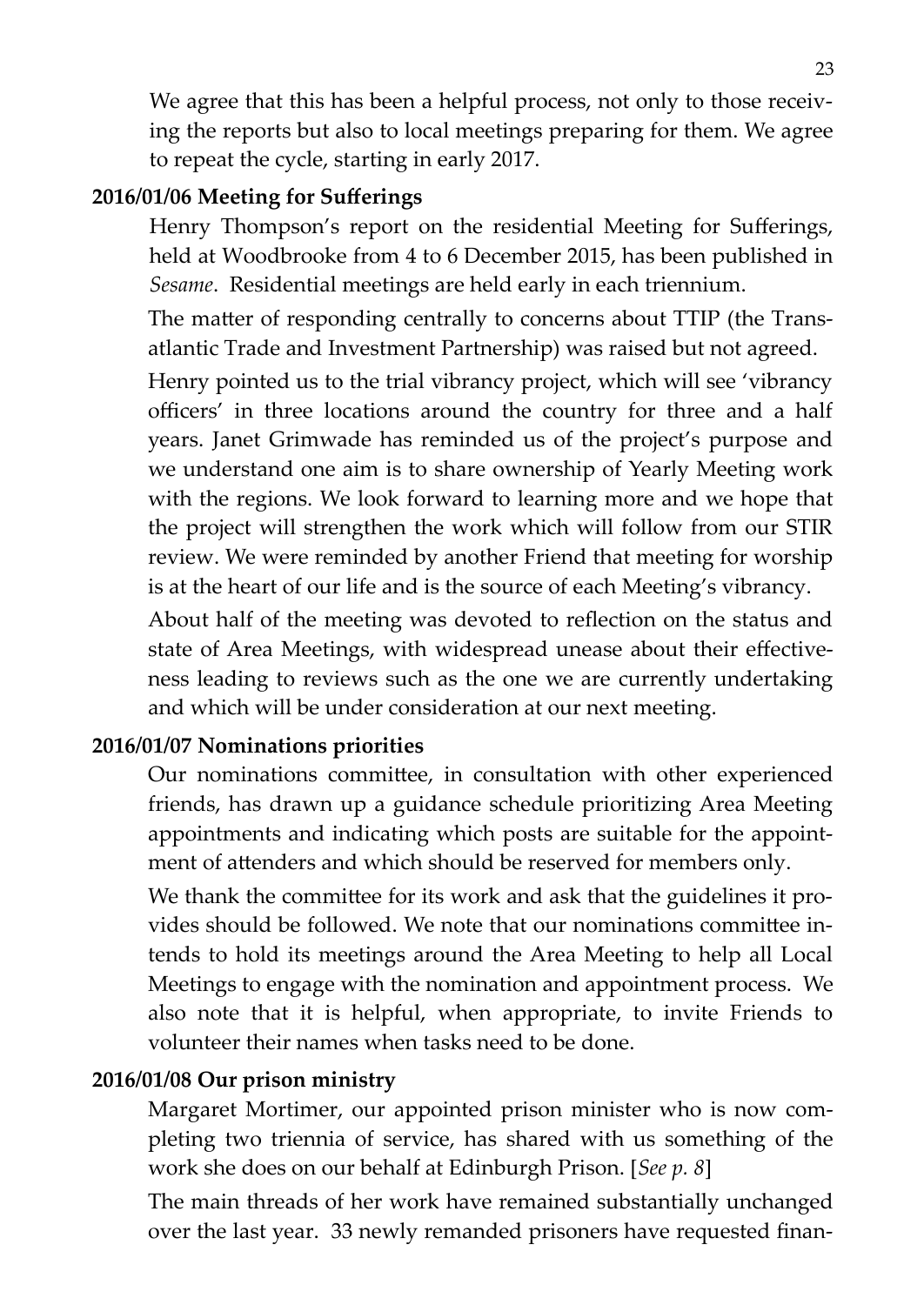We agree that this has been a helpful process, not only to those receiving the reports but also to local meetings preparing for them. We agree to repeat the cycle, starting in early 2017.

**2016/01/06 Meeting for Sufferings**

Henry Thompson's report on the residential Meeting for Sufferings, held at Woodbrooke from 4 to 6 December 2015, has been published in *Sesame*. Residential meetings are held early in each triennium.

The matter of responding centrally to concerns about TTIP (the Transatlantic Trade and Investment Partnership) was raised but not agreed.

Henry pointed us to the trial vibrancy project, which will see 'vibrancy officers' in three locations around the country for three and a half years. Janet Grimwade has reminded us of the project's purpose and we understand one aim is to share ownership of Yearly Meeting work with the regions. We look forward to learning more and we hope that the project will strengthen the work which will follow from our STIR review. We were reminded by another Friend that meeting for worship is at the heart of our life and is the source of each Meeting's vibrancy.

About half of the meeting was devoted to reflection on the status and state of Area Meetings, with widespread unease about their effectiveness leading to reviews such as the one we are currently undertaking and which will be under consideration at our next meeting.

**2016/01/07 Nominations priorities**

Our nominations committee, in consultation with other experienced friends, has drawn up a guidance schedule prioritizing Area Meeting appointments and indicating which posts are suitable for the appointment of attenders and which should be reserved for members only.

We thank the committee for its work and ask that the guidelines it provides should be followed. We note that our nominations committee intends to hold its meetings around the Area Meeting to help all Local Meetings to engage with the nomination and appointment process. We also note that it is helpful, when appropriate, to invite Friends to volunteer their names when tasks need to be done.

**2016/01/08 Our prison ministry**

Margaret Mortimer, our appointed prison minister who is now completing two triennia of service, has shared with us something of the work she does on our behalf at Edinburgh Prison. [*See p. 8*]

The main threads of her work have remained substantially unchanged over the last year. 33 newly remanded prisoners have requested finan-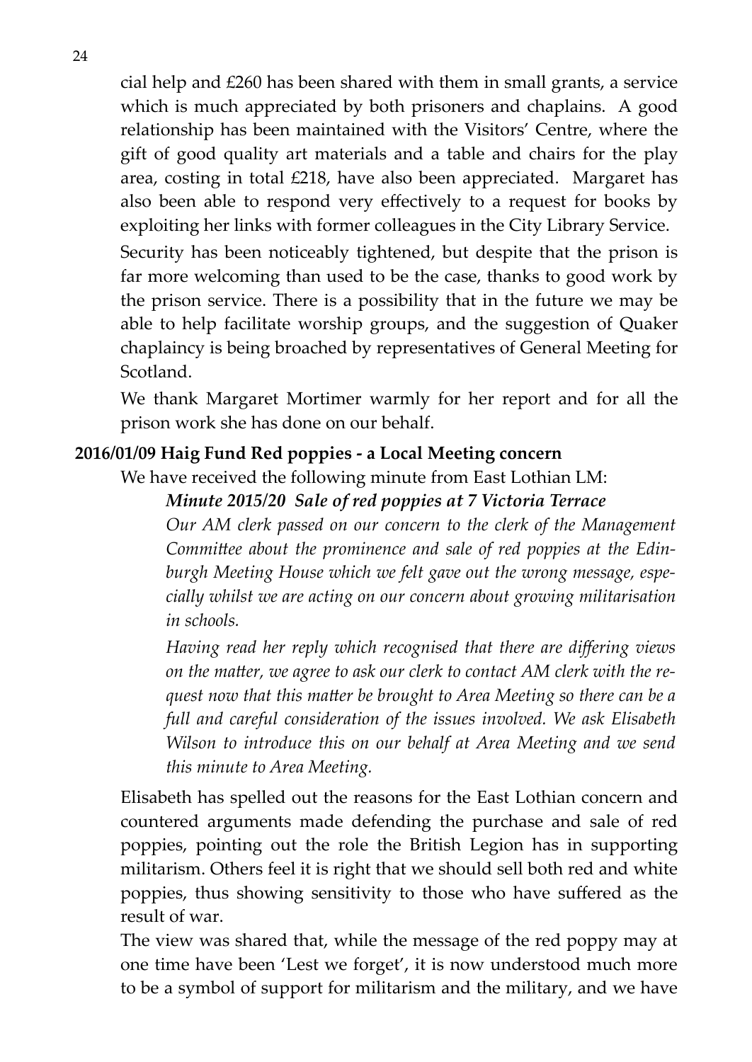cial help and £260 has been shared with them in small grants, a service which is much appreciated by both prisoners and chaplains. A good relationship has been maintained with the Visitors' Centre, where the gift of good quality art materials and a table and chairs for the play area, costing in total £218, have also been appreciated. Margaret has also been able to respond very effectively to a request for books by exploiting her links with former colleagues in the City Library Service.

Security has been noticeably tightened, but despite that the prison is far more welcoming than used to be the case, thanks to good work by the prison service. There is a possibility that in the future we may be able to help facilitate worship groups, and the suggestion of Quaker chaplaincy is being broached by representatives of General Meeting for Scotland.

We thank Margaret Mortimer warmly for her report and for all the prison work she has done on our behalf.

**2016/01/09 Haig Fund Red poppies - a Local Meeting concern**

We have received the following minute from East Lothian LM:

***Minute 2015/20 Sale of red poppies at 7 Victoria Terrace***

*Our AM clerk passed on our concern to the clerk of the Management Committee about the prominence and sale of red poppies at the Edinburgh Meeting House which we felt gave out the wrong message, especially whilst we are acting on our concern about growing militarisation in schools.*

*Having read her reply which recognised that there are differing views on the matter, we agree to ask our clerk to contact AM clerk with the request now that this matter be brought to Area Meeting so there can be a full and careful consideration of the issues involved. We ask Elisabeth Wilson to introduce this on our behalf at Area Meeting and we send this minute to Area Meeting.*

Elisabeth has spelled out the reasons for the East Lothian concern and countered arguments made defending the purchase and sale of red poppies, pointing out the role the British Legion has in supporting militarism. Others feel it is right that we should sell both red and white poppies, thus showing sensitivity to those who have suffered as the result of war.

The view was shared that, while the message of the red poppy may at one time have been 'Lest we forget', it is now understood much more to be a symbol of support for militarism and the military, and we have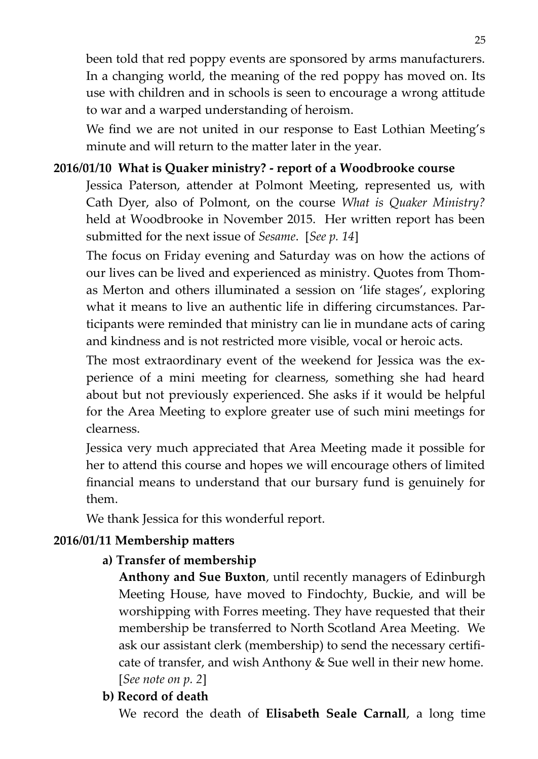been told that red poppy events are sponsored by arms manufacturers. In a changing world, the meaning of the red poppy has moved on. Its use with children and in schools is seen to encourage a wrong attitude to war and a warped understanding of heroism.

We find we are not united in our response to East Lothian Meeting's minute and will return to the matter later in the year.

**2016/01/10 What is Quaker ministry? - report of a Woodbrooke course**

Jessica Paterson, attender at Polmont Meeting, represented us, with Cath Dyer, also of Polmont, on the course *What is Quaker Ministry?* held at Woodbrooke in November 2015. Her written report has been submitted for the next issue of *Sesame*. [*See p. 14*]

The focus on Friday evening and Saturday was on how the actions of our lives can be lived and experienced as ministry. Quotes from Thomas Merton and others illuminated a session on 'life stages', exploring what it means to live an authentic life in differing circumstances. Participants were reminded that ministry can lie in mundane acts of caring and kindness and is not restricted more visible, vocal or heroic acts.

The most extraordinary event of the weekend for Jessica was the experience of a mini meeting for clearness, something she had heard about but not previously experienced. She asks if it would be helpful for the Area Meeting to explore greater use of such mini meetings for clearness.

Jessica very much appreciated that Area Meeting made it possible for her to attend this course and hopes we will encourage others of limited financial means to understand that our bursary fund is genuinely for them.

We thank Jessica for this wonderful report.

**2016/01/11 Membership matters**

**a) Transfer of membership**

**Anthony and Sue Buxton**, until recently managers of Edinburgh Meeting House, have moved to Findochty, Buckie, and will be worshipping with Forres meeting. They have requested that their membership be transferred to North Scotland Area Meeting. We ask our assistant clerk (membership) to send the necessary certificate of transfer, and wish Anthony & Sue well in their new home. [*See note on p. 2*]

**b) Record of death**

We record the death of **Elisabeth Seale Carnall**, a long time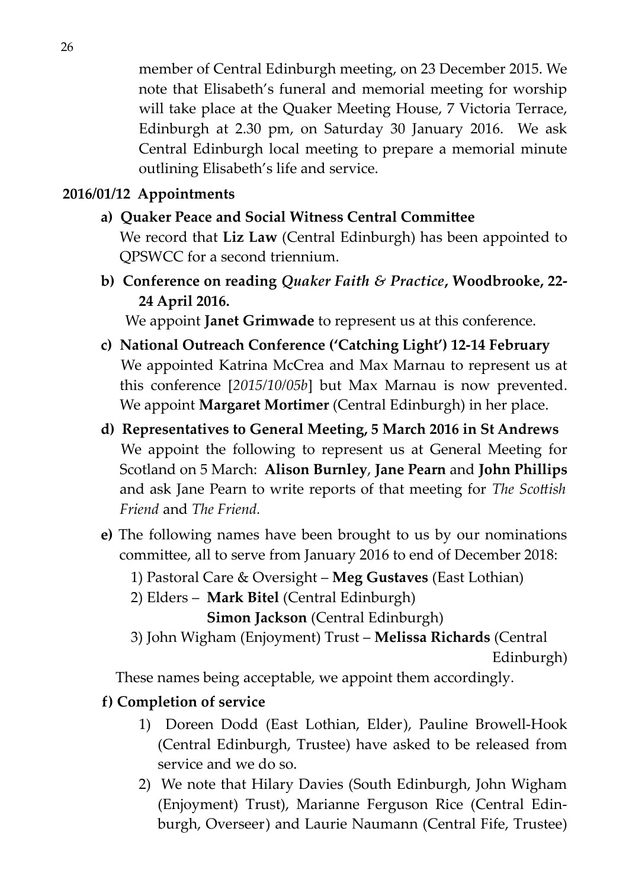member of Central Edinburgh meeting, on 23 December 2015. We note that Elisabeth's funeral and memorial meeting for worship will take place at the Quaker Meeting House, 7 Victoria Terrace, Edinburgh at 2.30 pm, on Saturday 30 January 2016. We ask Central Edinburgh local meeting to prepare a memorial minute outlining Elisabeth's life and service.

**2016/01/12 Appointments**

**a) Quaker Peace and Social Witness Central Committee**

We record that **Liz Law** (Central Edinburgh) has been appointed to QPSWCC for a second triennium.

**b) Conference on reading *Quaker Faith & Practice*, Woodbrooke, 22-24 April 2016.**

We appoint **Janet Grimwade** to represent us at this conference.

**c) National Outreach Conference ('Catching Light') 12-14 February**

We appointed Katrina McCrea and Max Marnau to represent us at this conference [*2015/10/05b*] but Max Marnau is now prevented. We appoint **Margaret Mortimer** (Central Edinburgh) in her place.

**d) Representatives to General Meeting, 5 March 2016 in St Andrews**

We appoint the following to represent us at General Meeting for Scotland on 5 March: **Alison Burnley**, **Jane Pearn** and **John Phillips** and ask Jane Pearn to write reports of that meeting for *The Scottish Friend* and *The Friend.*

**e)** The following names have been brought to us by our nominations committee, all to serve from January 2016 to end of December 2018:

1) Pastoral Care & Oversight – **Meg Gustaves** (East Lothian)
2) Elders – **Mark Bitel** (Central Edinburgh)
   **Simon Jackson** (Central Edinburgh)
3) John Wigham (Enjoyment) Trust – **Melissa Richards** (Central Edinburgh)

These names being acceptable, we appoint them accordingly.

**f) Completion of service**

1) Doreen Dodd (East Lothian, Elder), Pauline Browell-Hook (Central Edinburgh, Trustee) have asked to be released from service and we do so.
2) We note that Hilary Davies (South Edinburgh, John Wigham (Enjoyment) Trust), Marianne Ferguson Rice (Central Edinburgh, Overseer) and Laurie Naumann (Central Fife, Trustee)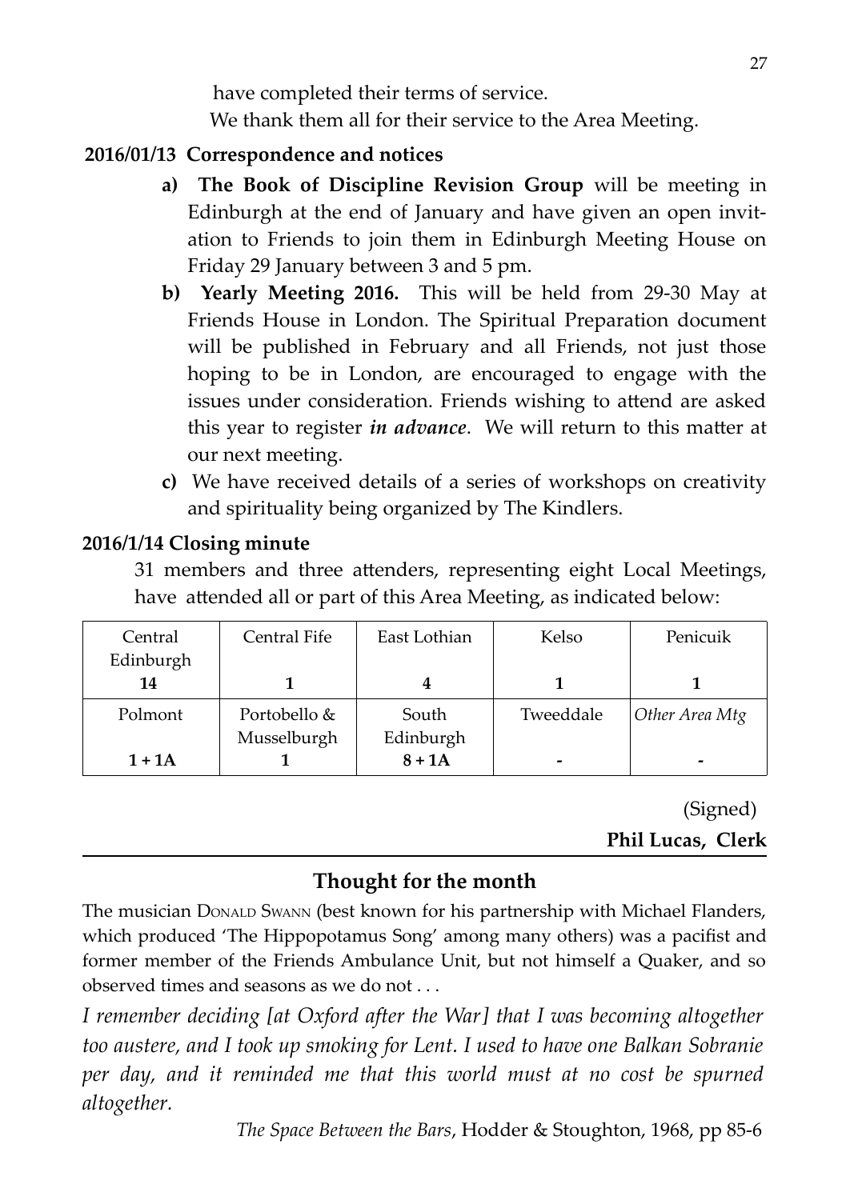have completed their terms of service.

We thank them all for their service to the Area Meeting.

**2016/01/13 Correspondence and notices**

a) **The Book of Discipline Revision Group** will be meeting in Edinburgh at the end of January and have given an open invitation to Friends to join them in Edinburgh Meeting House on Friday 29 January between 3 and 5 pm.

b) **Yearly Meeting 2016.** This will be held from 29-30 May at Friends House in London. The Spiritual Preparation document will be published in February and all Friends, not just those hoping to be in London, are encouraged to engage with the issues under consideration. Friends wishing to attend are asked this year to register ***in advance***. We will return to this matter at our next meeting.

c) We have received details of a series of workshops on creativity and spirituality being organized by The Kindlers.

**2016/1/14 Closing minute**

31 members and three attenders, representing eight Local Meetings, have attended all or part of this Area Meeting, as indicated below:

| Central Edinburgh | Central Fife | East Lothian | Kelso | Penicuik |
|---|---|---|---|---|
| **14** | **1** | **4** | **1** | **1** |
| Polmont | Portobello & Musselburgh | South Edinburgh | Tweeddale | *Other Area Mtg* |
| **1 + 1A** | **1** | **8 + 1A** | **-** | **-** |

(Signed)

**Phil Lucas, Clerk**

## Thought for the month

The musician Donald Swann (best known for his partnership with Michael Flanders, which produced 'The Hippopotamus Song' among many others) was a pacifist and former member of the Friends Ambulance Unit, but not himself a Quaker, and so observed times and seasons as we do not . . .

*I remember deciding [at Oxford after the War] that I was becoming altogether too austere, and I took up smoking for Lent. I used to have one Balkan Sobranie per day, and it reminded me that this world must at no cost be spurned altogether.*

*The Space Between the Bars*, Hodder & Stoughton, 1968, pp 85-6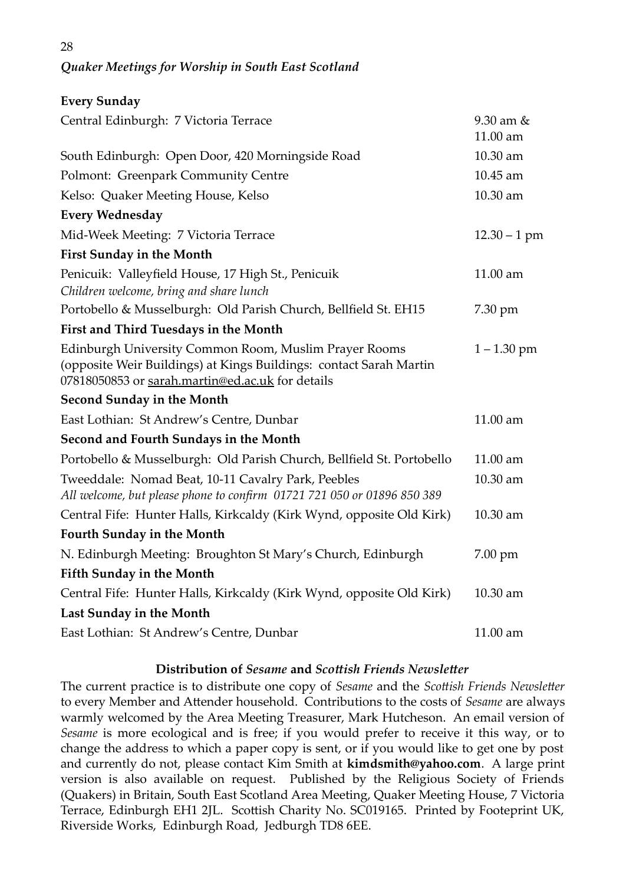## *Quaker Meetings for Worship in South East Scotland*

| | |
|---|---|
| **Every Sunday** | |
| Central Edinburgh: 7 Victoria Terrace | 9.30 am & 11.00 am |
| South Edinburgh: Open Door, 420 Morningside Road | 10.30 am |
| Polmont: Greenpark Community Centre | 10.45 am |
| Kelso: Quaker Meeting House, Kelso | 10.30 am |
| **Every Wednesday** | |
| Mid-Week Meeting: 7 Victoria Terrace | 12.30 – 1 pm |
| **First Sunday in the Month** | |
| Penicuik: Valleyfield House, 17 High St., Penicuik<br>*Children welcome, bring and share lunch* | 11.00 am |
| Portobello & Musselburgh: Old Parish Church, Bellfield St. EH15 | 7.30 pm |
| **First and Third Tuesdays in the Month** | |
| Edinburgh University Common Room, Muslim Prayer Rooms (opposite Weir Buildings) at Kings Buildings: contact Sarah Martin 07818050853 or sarah.martin@ed.ac.uk for details | 1 – 1.30 pm |
| **Second Sunday in the Month** | |
| East Lothian: St Andrew's Centre, Dunbar | 11.00 am |
| **Second and Fourth Sundays in the Month** | |
| Portobello & Musselburgh: Old Parish Church, Bellfield St. Portobello | 11.00 am |
| Tweeddale: Nomad Beat, 10-11 Cavalry Park, Peebles<br>*All welcome, but please phone to confirm 01721 721 050 or 01896 850 389* | 10.30 am |
| Central Fife: Hunter Halls, Kirkcaldy (Kirk Wynd, opposite Old Kirk) | 10.30 am |
| **Fourth Sunday in the Month** | |
| N. Edinburgh Meeting: Broughton St Mary's Church, Edinburgh | 7.00 pm |
| **Fifth Sunday in the Month** | |
| Central Fife: Hunter Halls, Kirkcaldy (Kirk Wynd, opposite Old Kirk) | 10.30 am |
| **Last Sunday in the Month** | |
| East Lothian: St Andrew's Centre, Dunbar | 11.00 am |

### Distribution of *Sesame* and *Scottish Friends Newsletter*

The current practice is to distribute one copy of *Sesame* and the *Scottish Friends Newsletter* to every Member and Attender household. Contributions to the costs of *Sesame* are always warmly welcomed by the Area Meeting Treasurer, Mark Hutcheson. An email version of *Sesame* is more ecological and is free; if you would prefer to receive it this way, or to change the address to which a paper copy is sent, or if you would like to get one by post and currently do not, please contact Kim Smith at **kimdsmith@yahoo.com**. A large print version is also available on request. Published by the Religious Society of Friends (Quakers) in Britain, South East Scotland Area Meeting, Quaker Meeting House, 7 Victoria Terrace, Edinburgh EH1 2JL. Scottish Charity No. SC019165. Printed by Footeprint UK, Riverside Works, Edinburgh Road, Jedburgh TD8 6EE.